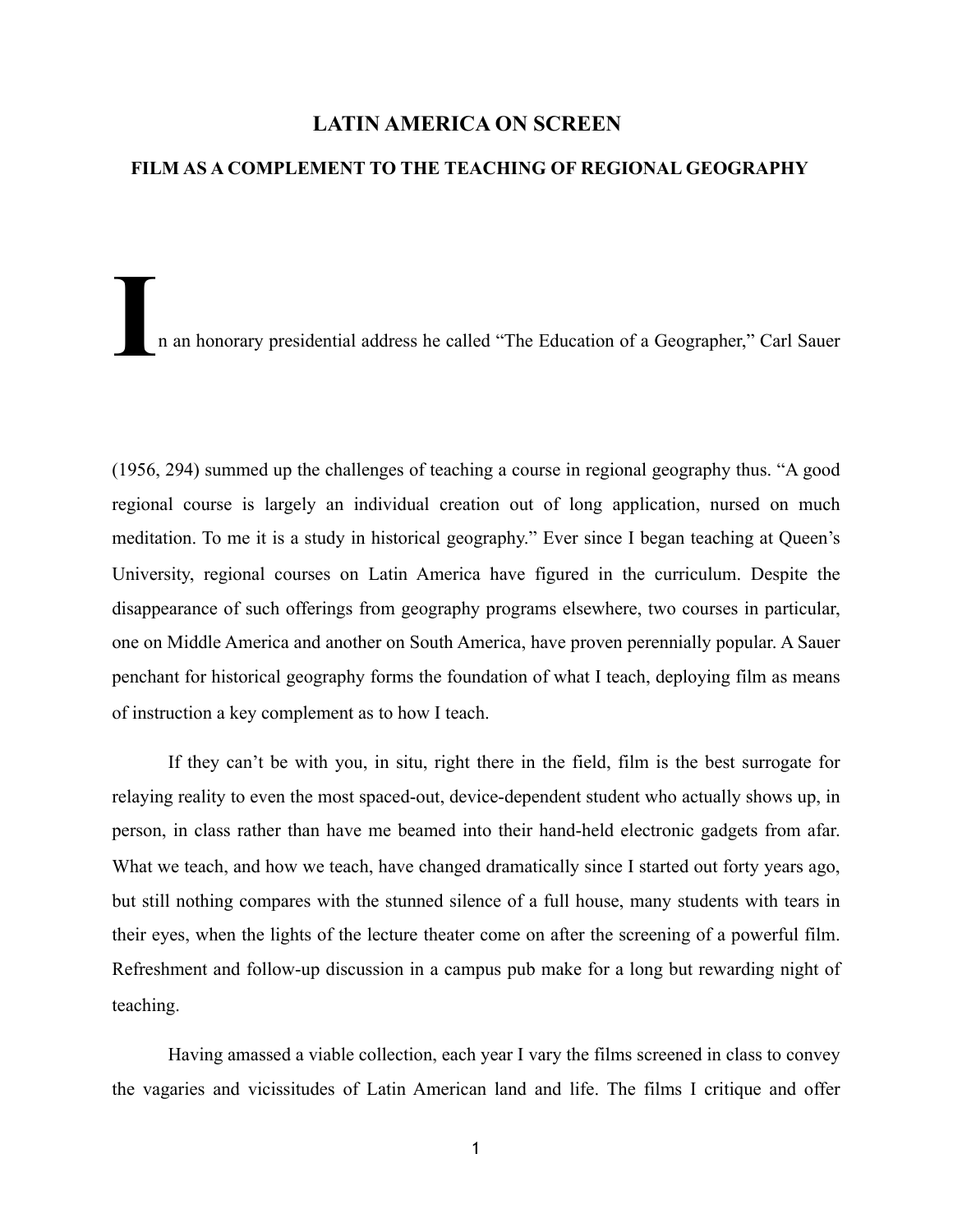# LATIN AMERICA ON SCREEN

## FILM AS A COMPLEMENT TO THE TEACHING OF REGIONAL GEOGRAPHY

In an honorary presidential address he called "The Education of a Geographer," Carl Sauer (1956, 294) summed up the challenges of teaching a course in regional geography thus. "A good regional course is largely an individual creation out of long application, nursed on much meditation. To me it is a study in historical geography." Ever since I began teaching at Queen's University, regional courses on Latin America have figured in the curriculum. Despite the disappearance of such offerings from geography programs elsewhere, two courses in particular, one on Middle America and another on South America, have proven perennially popular. A Sauer penchant for historical geography forms the foundation of what I teach, deploying film as means of instruction a key complement as to how I teach.

If they can't be with you, in situ, right there in the field, film is the best surrogate for relaying reality to even the most spaced-out, device-dependent student who actually shows up, in person, in class rather than have me beamed into their hand-held electronic gadgets from afar. What we teach, and how we teach, have changed dramatically since I started out forty years ago, but still nothing compares with the stunned silence of a full house, many students with tears in their eyes, when the lights of the lecture theater come on after the screening of a powerful film. Refreshment and follow-up discussion in a campus pub make for a long but rewarding night of teaching.

Having amassed a viable collection, each year I vary the films screened in class to convey the vagaries and vicissitudes of Latin American land and life. The films I critique and offer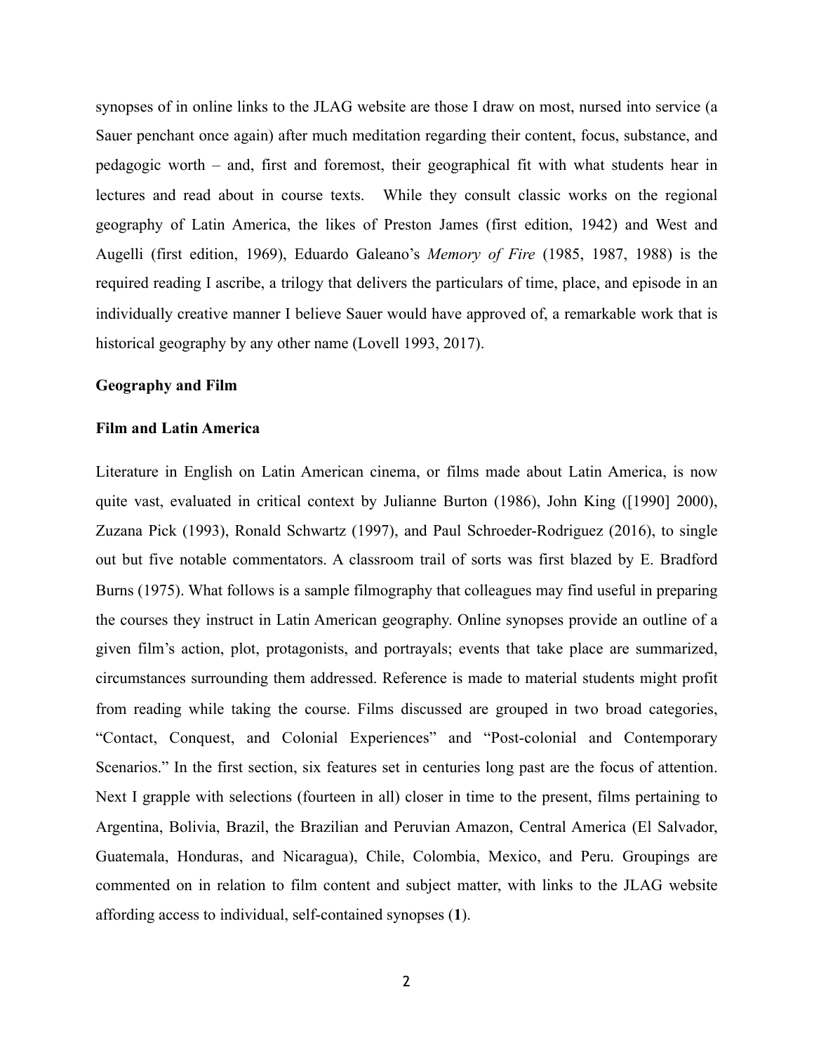synopses of in online links to the JLAG website are those I draw on most, nursed into service (a Sauer penchant once again) after much meditation regarding their content, focus, substance, and pedagogic worth – and, first and foremost, their geographical fit with what students hear in lectures and read about in course texts. While they consult classic works on the regional geography of Latin America, the likes of Preston James (first edition, 1942) and West and Augelli (first edition, 1969), Eduardo Galeano's *Memory of Fire* (1985, 1987, 1988) is the required reading I ascribe, a trilogy that delivers the particulars of time, place, and episode in an individually creative manner I believe Sauer would have approved of, a remarkable work that is historical geography by any other name (Lovell 1993, 2017).

## Geography and Film

### Film and Latin America

Literature in English on Latin American cinema, or films made about Latin America, is now quite vast, evaluated in critical context by Julianne Burton (1986), John King ([1990] 2000), Zuzana Pick (1993), Ronald Schwartz (1997), and Paul Schroeder-Rodriguez (2016), to single out but five notable commentators. A classroom trail of sorts was first blazed by E. Bradford Burns (1975). What follows is a sample filmography that colleagues may find useful in preparing the courses they instruct in Latin American geography. Online synopses provide an outline of a given film's action, plot, protagonists, and portrayals; events that take place are summarized, circumstances surrounding them addressed. Reference is made to material students might profit from reading while taking the course. Films discussed are grouped in two broad categories, "Contact, Conquest, and Colonial Experiences" and "Post-colonial and Contemporary Scenarios." In the first section, six features set in centuries long past are the focus of attention. Next I grapple with selections (fourteen in all) closer in time to the present, films pertaining to Argentina, Bolivia, Brazil, the Brazilian and Peruvian Amazon, Central America (El Salvador, Guatemala, Honduras, and Nicaragua), Chile, Colombia, Mexico, and Peru. Groupings are commented on in relation to film content and subject matter, with links to the JLAG website affording access to individual, self-contained synopses (**1**).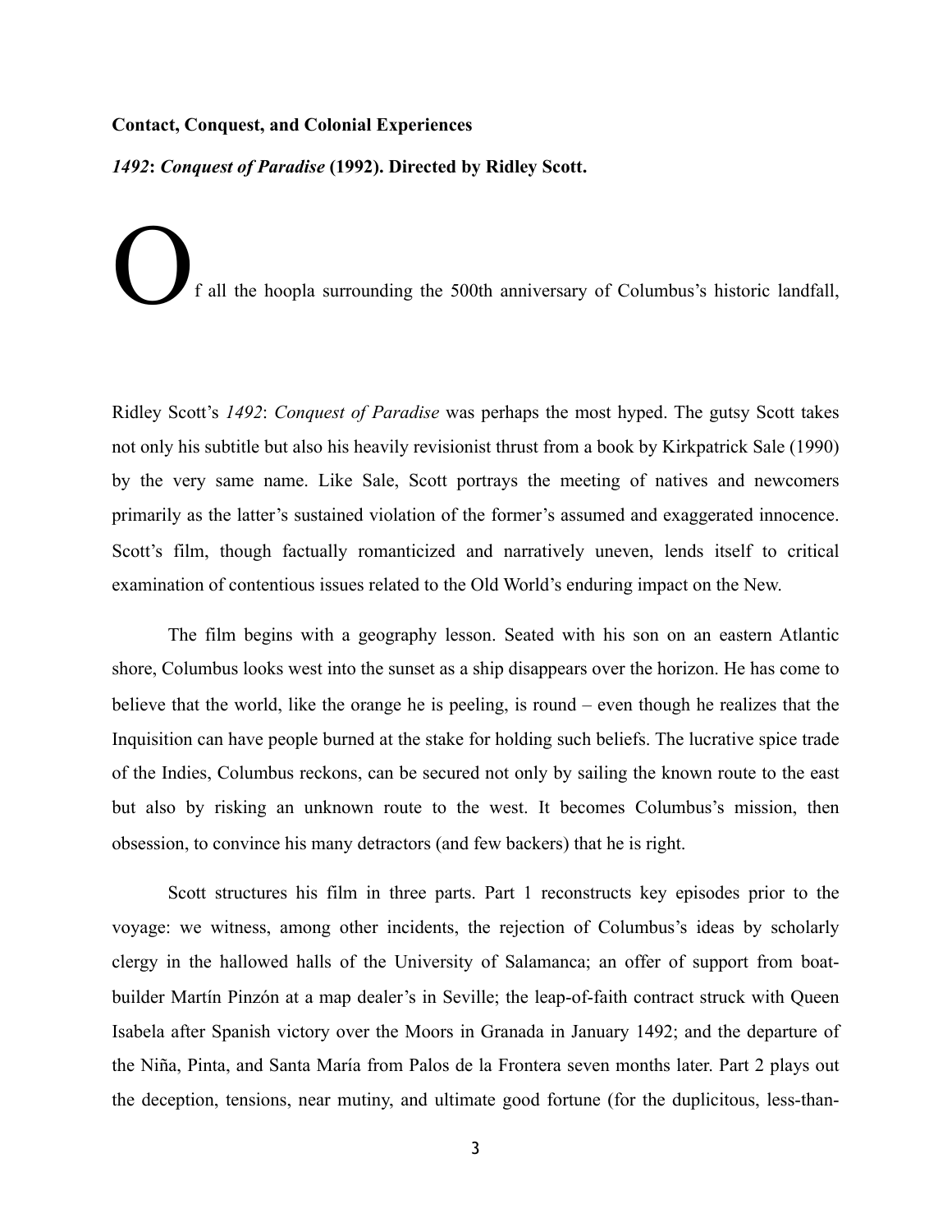**Contact, Conquest, and Colonial Experiences**

***1492*: *Conquest of Paradise* (1992). Directed by Ridley Scott.**

Of all the hoopla surrounding the 500th anniversary of Columbus's historic landfall, Ridley Scott's *1492*: *Conquest of Paradise* was perhaps the most hyped. The gutsy Scott takes not only his subtitle but also his heavily revisionist thrust from a book by Kirkpatrick Sale (1990) by the very same name. Like Sale, Scott portrays the meeting of natives and newcomers primarily as the latter's sustained violation of the former's assumed and exaggerated innocence. Scott's film, though factually romanticized and narratively uneven, lends itself to critical examination of contentious issues related to the Old World's enduring impact on the New.

The film begins with a geography lesson. Seated with his son on an eastern Atlantic shore, Columbus looks west into the sunset as a ship disappears over the horizon. He has come to believe that the world, like the orange he is peeling, is round – even though he realizes that the Inquisition can have people burned at the stake for holding such beliefs. The lucrative spice trade of the Indies, Columbus reckons, can be secured not only by sailing the known route to the east but also by risking an unknown route to the west. It becomes Columbus's mission, then obsession, to convince his many detractors (and few backers) that he is right.

Scott structures his film in three parts. Part 1 reconstructs key episodes prior to the voyage: we witness, among other incidents, the rejection of Columbus's ideas by scholarly clergy in the hallowed halls of the University of Salamanca; an offer of support from boat-builder Martín Pinzón at a map dealer's in Seville; the leap-of-faith contract struck with Queen Isabela after Spanish victory over the Moors in Granada in January 1492; and the departure of the Niña, Pinta, and Santa María from Palos de la Frontera seven months later. Part 2 plays out the deception, tensions, near mutiny, and ultimate good fortune (for the duplicitous, less-than-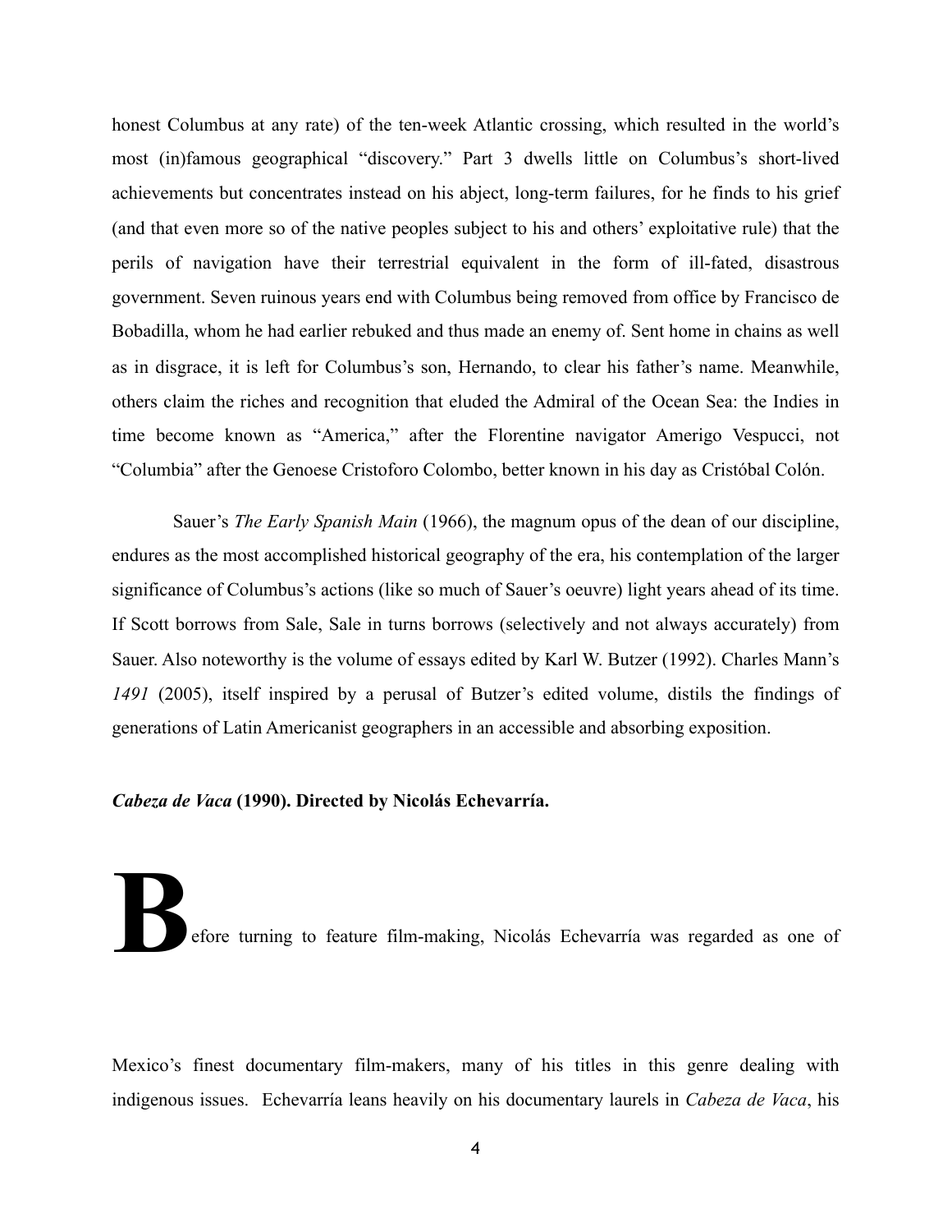honest Columbus at any rate) of the ten-week Atlantic crossing, which resulted in the world's most (in)famous geographical "discovery." Part 3 dwells little on Columbus's short-lived achievements but concentrates instead on his abject, long-term failures, for he finds to his grief (and that even more so of the native peoples subject to his and others' exploitative rule) that the perils of navigation have their terrestrial equivalent in the form of ill-fated, disastrous government. Seven ruinous years end with Columbus being removed from office by Francisco de Bobadilla, whom he had earlier rebuked and thus made an enemy of. Sent home in chains as well as in disgrace, it is left for Columbus's son, Hernando, to clear his father's name. Meanwhile, others claim the riches and recognition that eluded the Admiral of the Ocean Sea: the Indies in time become known as "America," after the Florentine navigator Amerigo Vespucci, not "Columbia" after the Genoese Cristoforo Colombo, better known in his day as Cristóbal Colón.

Sauer's *The Early Spanish Main* (1966), the magnum opus of the dean of our discipline, endures as the most accomplished historical geography of the era, his contemplation of the larger significance of Columbus's actions (like so much of Sauer's oeuvre) light years ahead of its time. If Scott borrows from Sale, Sale in turns borrows (selectively and not always accurately) from Sauer. Also noteworthy is the volume of essays edited by Karl W. Butzer (1992). Charles Mann's *1491* (2005), itself inspired by a perusal of Butzer's edited volume, distils the findings of generations of Latin Americanist geographers in an accessible and absorbing exposition.

***Cabeza de Vaca* (1990). Directed by Nicolás Echevarría.**

Before turning to feature film-making, Nicolás Echevarría was regarded as one of Mexico's finest documentary film-makers, many of his titles in this genre dealing with indigenous issues. Echevarría leans heavily on his documentary laurels in *Cabeza de Vaca*, his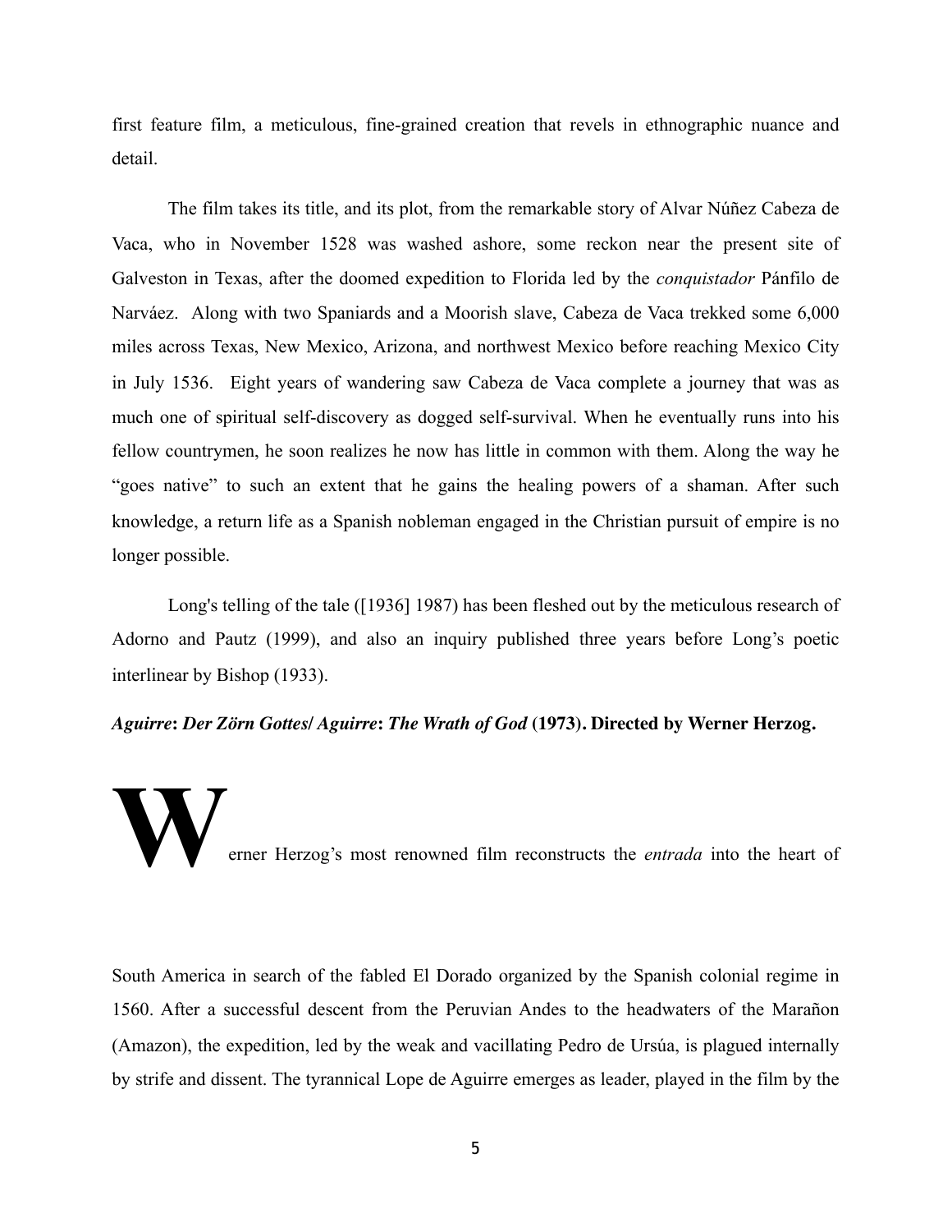first feature film, a meticulous, fine-grained creation that revels in ethnographic nuance and detail.

The film takes its title, and its plot, from the remarkable story of Alvar Núñez Cabeza de Vaca, who in November 1528 was washed ashore, some reckon near the present site of Galveston in Texas, after the doomed expedition to Florida led by the *conquistador* Pánfilo de Narváez. Along with two Spaniards and a Moorish slave, Cabeza de Vaca trekked some 6,000 miles across Texas, New Mexico, Arizona, and northwest Mexico before reaching Mexico City in July 1536. Eight years of wandering saw Cabeza de Vaca complete a journey that was as much one of spiritual self-discovery as dogged self-survival. When he eventually runs into his fellow countrymen, he soon realizes he now has little in common with them. Along the way he "goes native" to such an extent that he gains the healing powers of a shaman. After such knowledge, a return life as a Spanish nobleman engaged in the Christian pursuit of empire is no longer possible.

Long's telling of the tale ([1936] 1987) has been fleshed out by the meticulous research of Adorno and Pautz (1999), and also an inquiry published three years before Long's poetic interlinear by Bishop (1933).

***Aguirre*: *Der Zörn Gottes*/ *Aguirre*: *The Wrath of God* (1973). Directed by Werner Herzog.**

Werner Herzog's most renowned film reconstructs the *entrada* into the heart of South America in search of the fabled El Dorado organized by the Spanish colonial regime in 1560. After a successful descent from the Peruvian Andes to the headwaters of the Marañon (Amazon), the expedition, led by the weak and vacillating Pedro de Ursúa, is plagued internally by strife and dissent. The tyrannical Lope de Aguirre emerges as leader, played in the film by the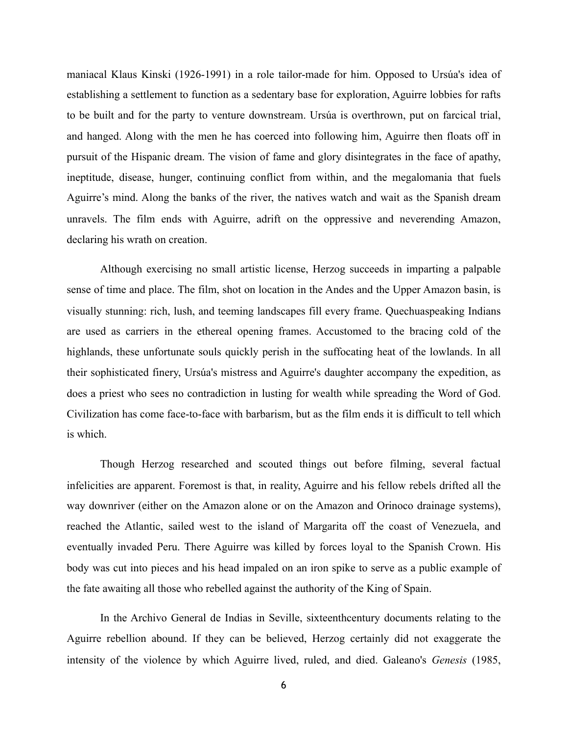maniacal Klaus Kinski (1926-1991) in a role tailor-made for him. Opposed to Ursúa's idea of establishing a settlement to function as a sedentary base for exploration, Aguirre lobbies for rafts to be built and for the party to venture downstream. Ursúa is overthrown, put on farcical trial, and hanged. Along with the men he has coerced into following him, Aguirre then floats off in pursuit of the Hispanic dream. The vision of fame and glory disintegrates in the face of apathy, ineptitude, disease, hunger, continuing conflict from within, and the megalomania that fuels Aguirre's mind. Along the banks of the river, the natives watch and wait as the Spanish dream unravels. The film ends with Aguirre, adrift on the oppressive and neverending Amazon, declaring his wrath on creation.

Although exercising no small artistic license, Herzog succeeds in imparting a palpable sense of time and place. The film, shot on location in the Andes and the Upper Amazon basin, is visually stunning: rich, lush, and teeming landscapes fill every frame. Quechuaspeaking Indians are used as carriers in the ethereal opening frames. Accustomed to the bracing cold of the highlands, these unfortunate souls quickly perish in the suffocating heat of the lowlands. In all their sophisticated finery, Ursúa's mistress and Aguirre's daughter accompany the expedition, as does a priest who sees no contradiction in lusting for wealth while spreading the Word of God. Civilization has come face-to-face with barbarism, but as the film ends it is difficult to tell which is which.

Though Herzog researched and scouted things out before filming, several factual infelicities are apparent. Foremost is that, in reality, Aguirre and his fellow rebels drifted all the way downriver (either on the Amazon alone or on the Amazon and Orinoco drainage systems), reached the Atlantic, sailed west to the island of Margarita off the coast of Venezuela, and eventually invaded Peru. There Aguirre was killed by forces loyal to the Spanish Crown. His body was cut into pieces and his head impaled on an iron spike to serve as a public example of the fate awaiting all those who rebelled against the authority of the King of Spain.

In the Archivo General de Indias in Seville, sixteenthcentury documents relating to the Aguirre rebellion abound. If they can be believed, Herzog certainly did not exaggerate the intensity of the violence by which Aguirre lived, ruled, and died. Galeano's *Genesis* (1985,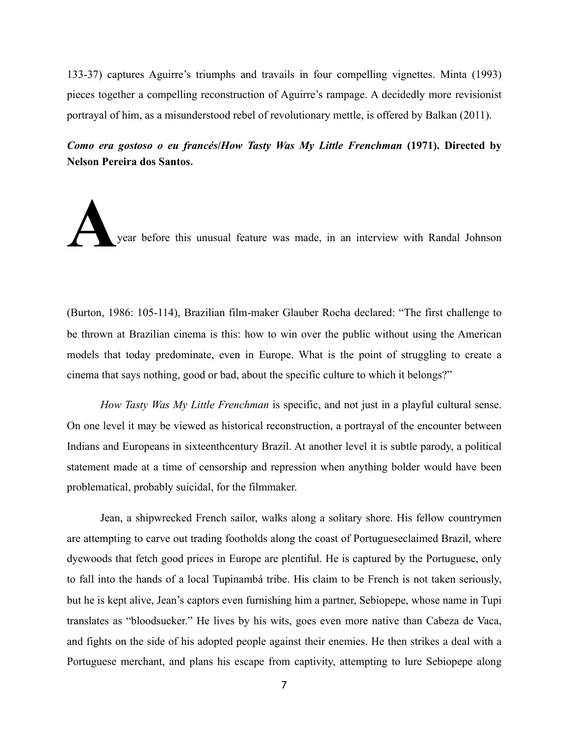133-37) captures Aguirre's triumphs and travails in four compelling vignettes. Minta (1993) pieces together a compelling reconstruction of Aguirre's rampage. A decidedly more revisionist portrayal of him, as a misunderstood rebel of revolutionary mettle, is offered by Balkan (2011).

***Como era gostoso o eu francés*/*How Tasty Was My Little Frenchman* (1971). Directed by Nelson Pereira dos Santos.**

A year before this unusual feature was made, in an interview with Randal Johnson (Burton, 1986: 105-114), Brazilian film-maker Glauber Rocha declared: "The first challenge to be thrown at Brazilian cinema is this: how to win over the public without using the American models that today predominate, even in Europe. What is the point of struggling to create a cinema that says nothing, good or bad, about the specific culture to which it belongs?"

*How Tasty Was My Little Frenchman* is specific, and not just in a playful cultural sense. On one level it may be viewed as historical reconstruction, a portrayal of the encounter between Indians and Europeans in sixteenthcentury Brazil. At another level it is subtle parody, a political statement made at a time of censorship and repression when anything bolder would have been problematical, probably suicidal, for the filmmaker.

Jean, a shipwrecked French sailor, walks along a solitary shore. His fellow countrymen are attempting to carve out trading footholds along the coast of Portugueseclaimed Brazil, where dyewoods that fetch good prices in Europe are plentiful. He is captured by the Portuguese, only to fall into the hands of a local Tupinambá tribe. His claim to be French is not taken seriously, but he is kept alive, Jean's captors even furnishing him a partner, Sebiopepe, whose name in Tupi translates as "bloodsucker." He lives by his wits, goes even more native than Cabeza de Vaca, and fights on the side of his adopted people against their enemies. He then strikes a deal with a Portuguese merchant, and plans his escape from captivity, attempting to lure Sebiopepe along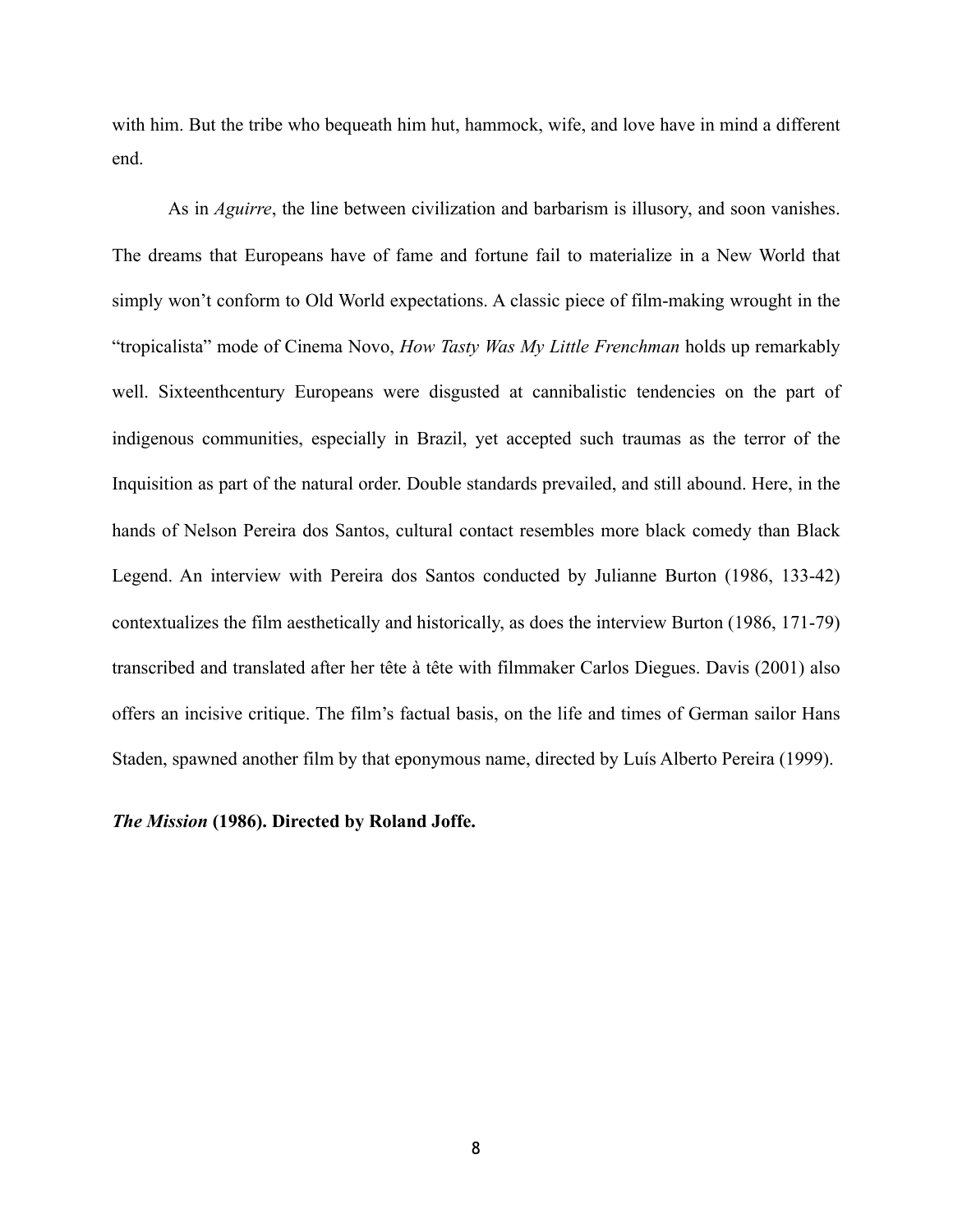with him. But the tribe who bequeath him hut, hammock, wife, and love have in mind a different end.

As in *Aguirre*, the line between civilization and barbarism is illusory, and soon vanishes. The dreams that Europeans have of fame and fortune fail to materialize in a New World that simply won't conform to Old World expectations. A classic piece of film-making wrought in the "tropicalista" mode of Cinema Novo, *How Tasty Was My Little Frenchman* holds up remarkably well. Sixteenthcentury Europeans were disgusted at cannibalistic tendencies on the part of indigenous communities, especially in Brazil, yet accepted such traumas as the terror of the Inquisition as part of the natural order. Double standards prevailed, and still abound. Here, in the hands of Nelson Pereira dos Santos, cultural contact resembles more black comedy than Black Legend. An interview with Pereira dos Santos conducted by Julianne Burton (1986, 133-42) contextualizes the film aesthetically and historically, as does the interview Burton (1986, 171-79) transcribed and translated after her tête à tête with filmmaker Carlos Diegues. Davis (2001) also offers an incisive critique. The film's factual basis, on the life and times of German sailor Hans Staden, spawned another film by that eponymous name, directed by Luís Alberto Pereira (1999).

***The Mission* (1986). Directed by Roland Joffe.**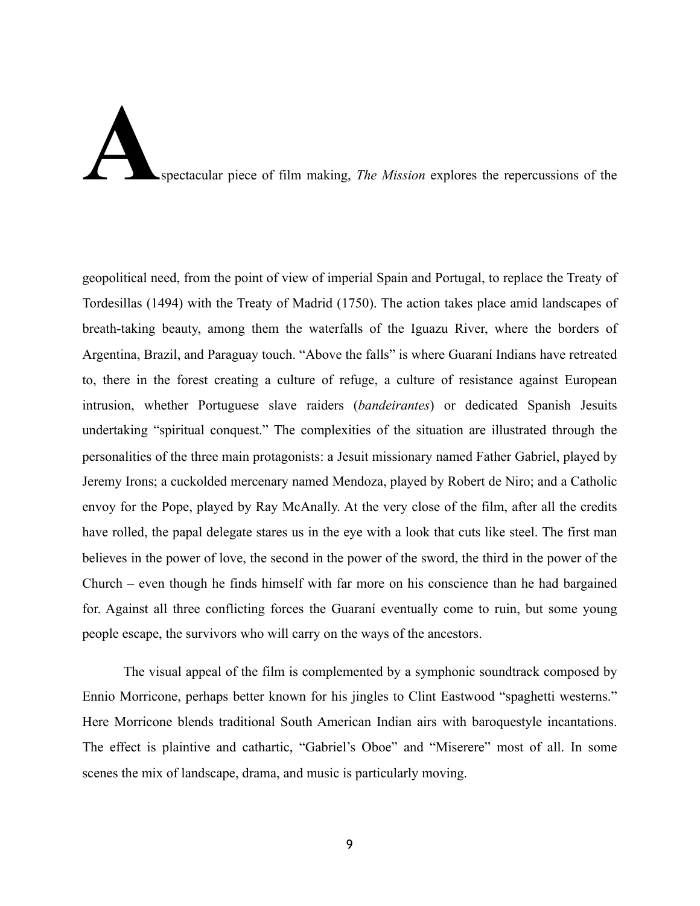A spectacular piece of film making, *The Mission* explores the repercussions of the geopolitical need, from the point of view of imperial Spain and Portugal, to replace the Treaty of Tordesillas (1494) with the Treaty of Madrid (1750). The action takes place amid landscapes of breath-taking beauty, among them the waterfalls of the Iguazu River, where the borders of Argentina, Brazil, and Paraguay touch. "Above the falls" is where Guaraní Indians have retreated to, there in the forest creating a culture of refuge, a culture of resistance against European intrusion, whether Portuguese slave raiders (*bandeirantes*) or dedicated Spanish Jesuits undertaking "spiritual conquest." The complexities of the situation are illustrated through the personalities of the three main protagonists: a Jesuit missionary named Father Gabriel, played by Jeremy Irons; a cuckolded mercenary named Mendoza, played by Robert de Niro; and a Catholic envoy for the Pope, played by Ray McAnally. At the very close of the film, after all the credits have rolled, the papal delegate stares us in the eye with a look that cuts like steel. The first man believes in the power of love, the second in the power of the sword, the third in the power of the Church – even though he finds himself with far more on his conscience than he had bargained for. Against all three conflicting forces the Guaraní eventually come to ruin, but some young people escape, the survivors who will carry on the ways of the ancestors.

The visual appeal of the film is complemented by a symphonic soundtrack composed by Ennio Morricone, perhaps better known for his jingles to Clint Eastwood "spaghetti westerns." Here Morricone blends traditional South American Indian airs with baroquestyle incantations. The effect is plaintive and cathartic, "Gabriel's Oboe" and "Miserere" most of all. In some scenes the mix of landscape, drama, and music is particularly moving.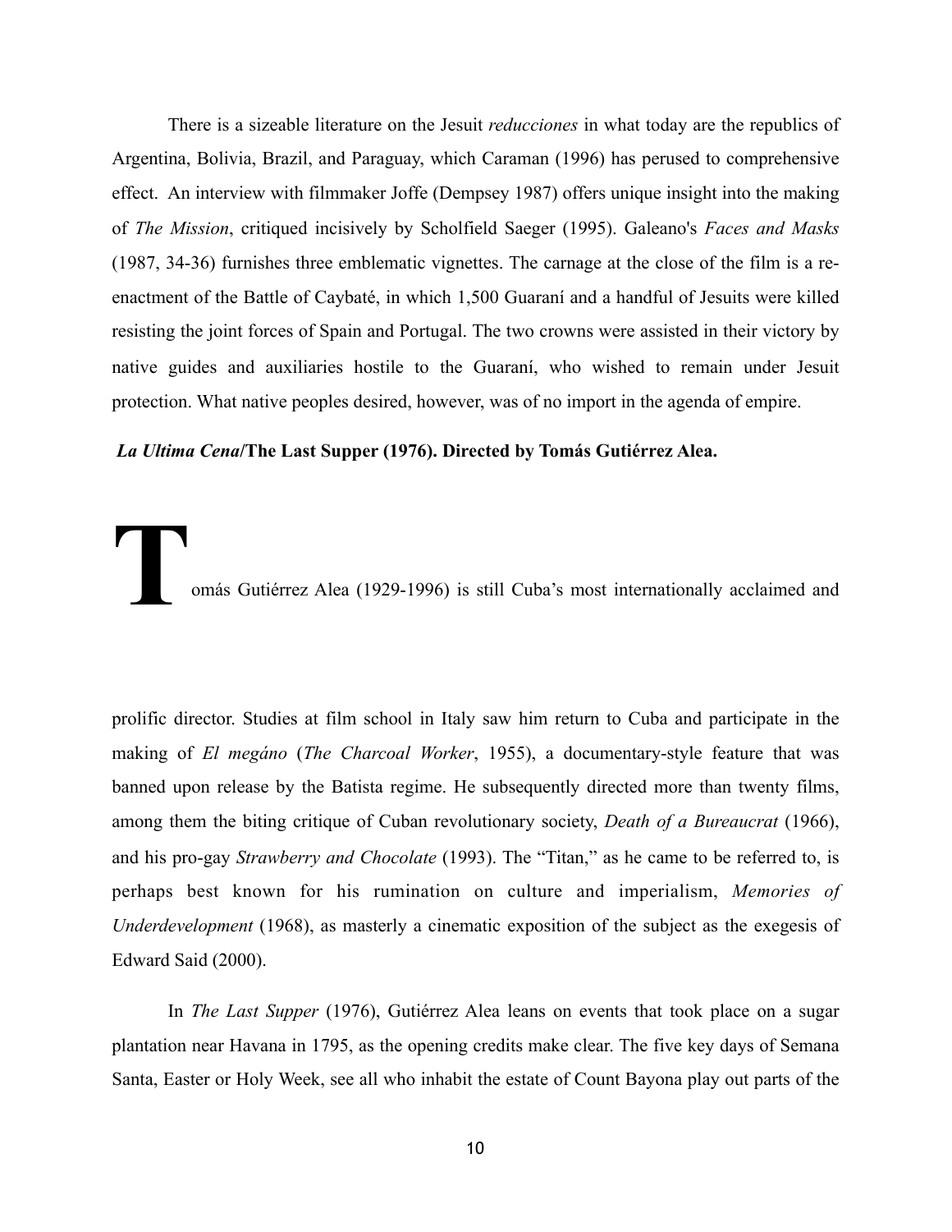There is a sizeable literature on the Jesuit *reducciones* in what today are the republics of Argentina, Bolivia, Brazil, and Paraguay, which Caraman (1996) has perused to comprehensive effect. An interview with filmmaker Joffe (Dempsey 1987) offers unique insight into the making of *The Mission*, critiqued incisively by Scholfield Saeger (1995). Galeano's *Faces and Masks* (1987, 34-36) furnishes three emblematic vignettes. The carnage at the close of the film is a re-enactment of the Battle of Caybaté, in which 1,500 Guaraní and a handful of Jesuits were killed resisting the joint forces of Spain and Portugal. The two crowns were assisted in their victory by native guides and auxiliaries hostile to the Guaraní, who wished to remain under Jesuit protection. What native peoples desired, however, was of no import in the agenda of empire.

***La Ultima Cena*/The Last Supper (1976). Directed by Tomás Gutiérrez Alea.**

Tomás Gutiérrez Alea (1929-1996) is still Cuba's most internationally acclaimed and prolific director. Studies at film school in Italy saw him return to Cuba and participate in the making of *El megáno* (*The Charcoal Worker*, 1955), a documentary-style feature that was banned upon release by the Batista regime. He subsequently directed more than twenty films, among them the biting critique of Cuban revolutionary society, *Death of a Bureaucrat* (1966), and his pro-gay *Strawberry and Chocolate* (1993). The "Titan," as he came to be referred to, is perhaps best known for his rumination on culture and imperialism, *Memories of Underdevelopment* (1968), as masterly a cinematic exposition of the subject as the exegesis of Edward Said (2000).

In *The Last Supper* (1976), Gutiérrez Alea leans on events that took place on a sugar plantation near Havana in 1795, as the opening credits make clear. The five key days of Semana Santa, Easter or Holy Week, see all who inhabit the estate of Count Bayona play out parts of the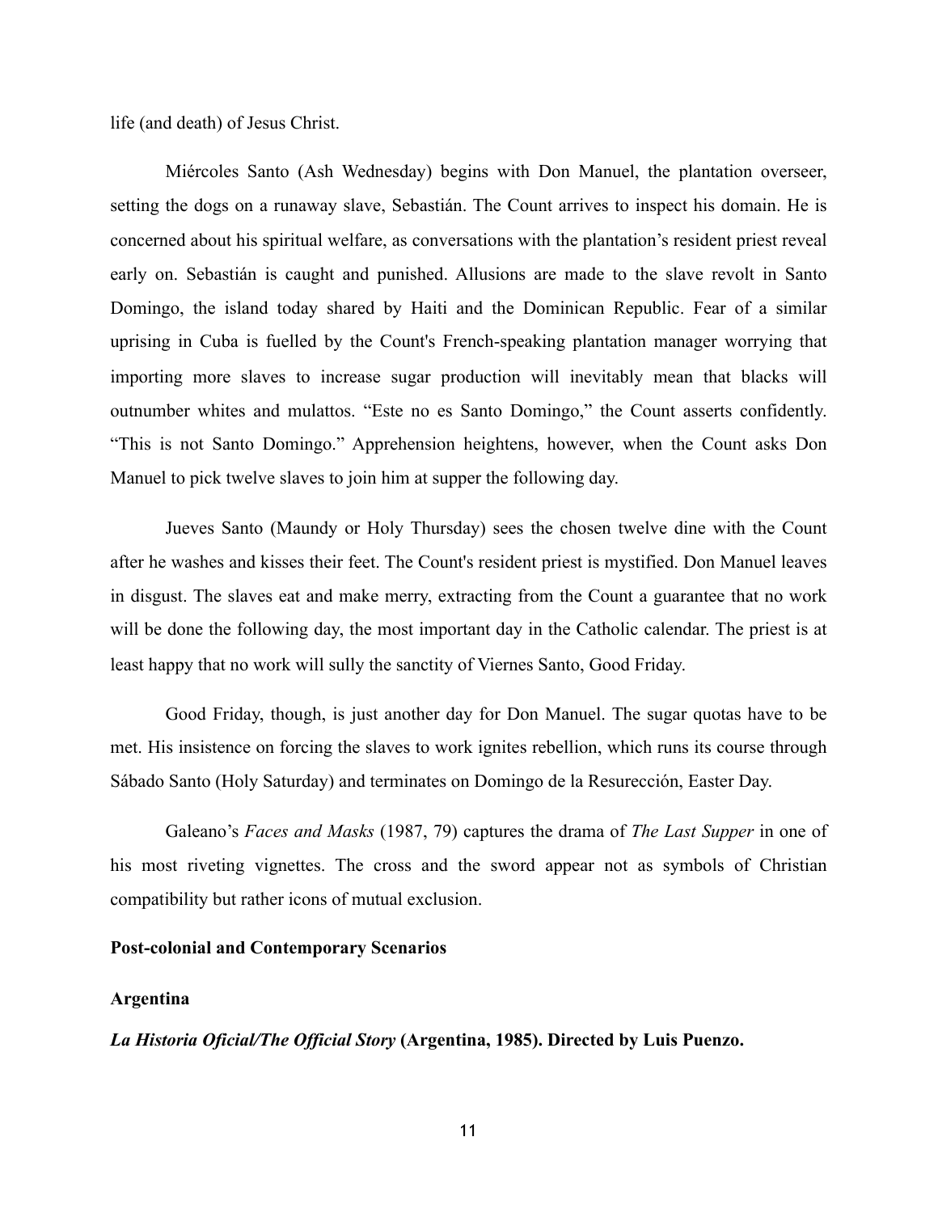life (and death) of Jesus Christ.

Miércoles Santo (Ash Wednesday) begins with Don Manuel, the plantation overseer, setting the dogs on a runaway slave, Sebastián. The Count arrives to inspect his domain. He is concerned about his spiritual welfare, as conversations with the plantation's resident priest reveal early on. Sebastián is caught and punished. Allusions are made to the slave revolt in Santo Domingo, the island today shared by Haiti and the Dominican Republic. Fear of a similar uprising in Cuba is fuelled by the Count's French-speaking plantation manager worrying that importing more slaves to increase sugar production will inevitably mean that blacks will outnumber whites and mulattos. "Este no es Santo Domingo," the Count asserts confidently. "This is not Santo Domingo." Apprehension heightens, however, when the Count asks Don Manuel to pick twelve slaves to join him at supper the following day.

Jueves Santo (Maundy or Holy Thursday) sees the chosen twelve dine with the Count after he washes and kisses their feet. The Count's resident priest is mystified. Don Manuel leaves in disgust. The slaves eat and make merry, extracting from the Count a guarantee that no work will be done the following day, the most important day in the Catholic calendar. The priest is at least happy that no work will sully the sanctity of Viernes Santo, Good Friday.

Good Friday, though, is just another day for Don Manuel. The sugar quotas have to be met. His insistence on forcing the slaves to work ignites rebellion, which runs its course through Sábado Santo (Holy Saturday) and terminates on Domingo de la Resurrección, Easter Day.

Galeano's *Faces and Masks* (1987, 79) captures the drama of *The Last Supper* in one of his most riveting vignettes. The cross and the sword appear not as symbols of Christian compatibility but rather icons of mutual exclusion.

## Post-colonial and Contemporary Scenarios

### Argentina

***La Historia Oficial/The Official Story* (Argentina, 1985). Directed by Luis Puenzo.**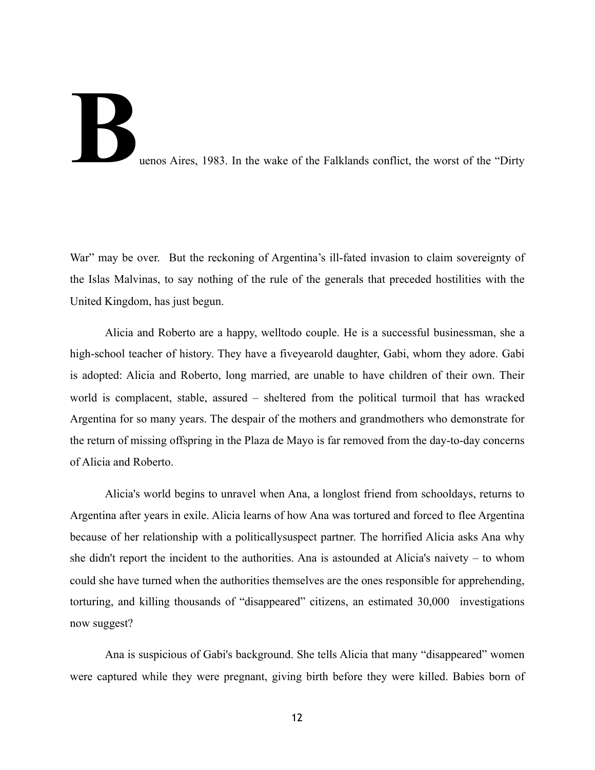Buenos Aires, 1983. In the wake of the Falklands conflict, the worst of the "Dirty War" may be over. But the reckoning of Argentina's ill-fated invasion to claim sovereignty of the Islas Malvinas, to say nothing of the rule of the generals that preceded hostilities with the United Kingdom, has just begun.

Alicia and Roberto are a happy, welltodo couple. He is a successful businessman, she a high-school teacher of history. They have a fiveyearold daughter, Gabi, whom they adore. Gabi is adopted: Alicia and Roberto, long married, are unable to have children of their own. Their world is complacent, stable, assured – sheltered from the political turmoil that has wracked Argentina for so many years. The despair of the mothers and grandmothers who demonstrate for the return of missing offspring in the Plaza de Mayo is far removed from the day-to-day concerns of Alicia and Roberto.

Alicia's world begins to unravel when Ana, a longlost friend from schooldays, returns to Argentina after years in exile. Alicia learns of how Ana was tortured and forced to flee Argentina because of her relationship with a politicallysuspect partner. The horrified Alicia asks Ana why she didn't report the incident to the authorities. Ana is astounded at Alicia's naivety – to whom could she have turned when the authorities themselves are the ones responsible for apprehending, torturing, and killing thousands of "disappeared" citizens, an estimated 30,000 investigations now suggest?

Ana is suspicious of Gabi's background. She tells Alicia that many "disappeared" women were captured while they were pregnant, giving birth before they were killed. Babies born of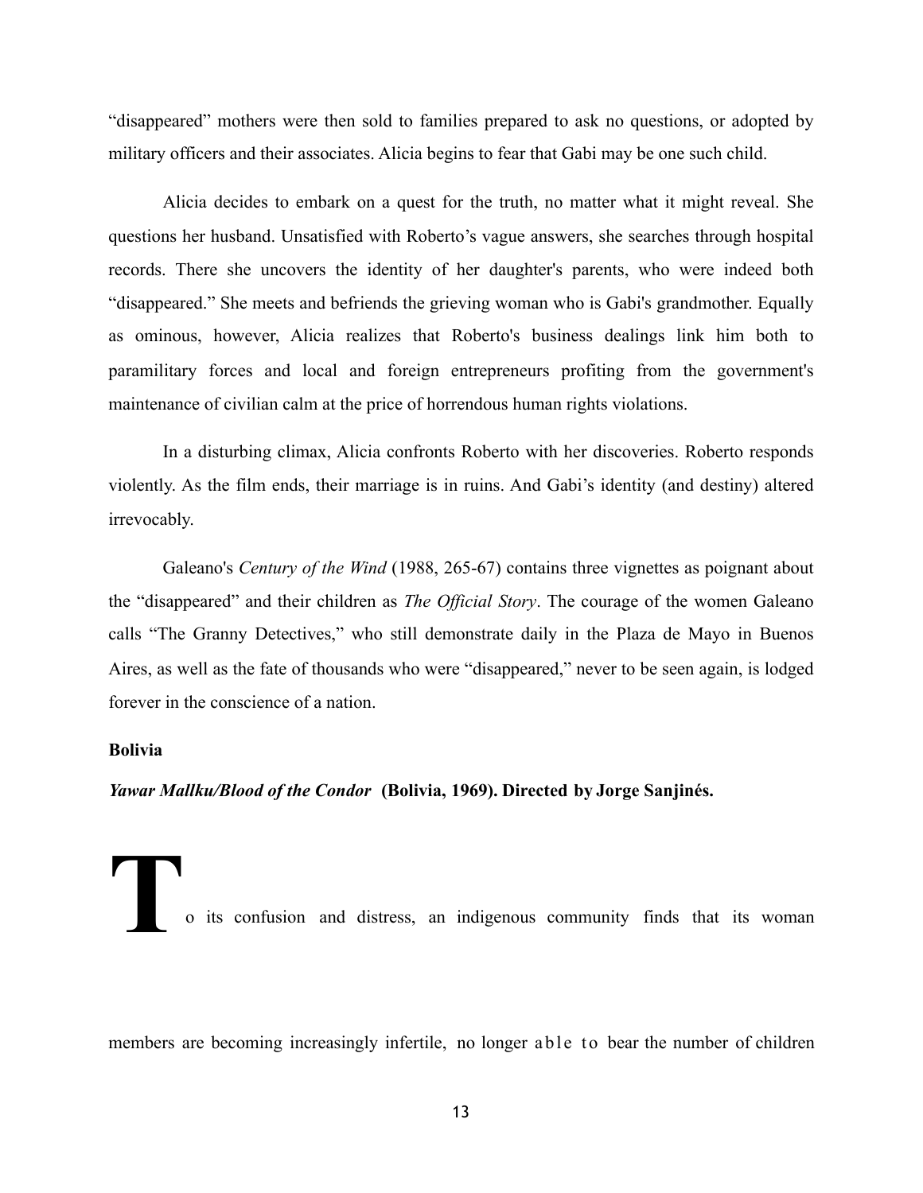"disappeared" mothers were then sold to families prepared to ask no questions, or adopted by military officers and their associates. Alicia begins to fear that Gabi may be one such child.

Alicia decides to embark on a quest for the truth, no matter what it might reveal. She questions her husband. Unsatisfied with Roberto's vague answers, she searches through hospital records. There she uncovers the identity of her daughter's parents, who were indeed both "disappeared." She meets and befriends the grieving woman who is Gabi's grandmother. Equally as ominous, however, Alicia realizes that Roberto's business dealings link him both to paramilitary forces and local and foreign entrepreneurs profiting from the government's maintenance of civilian calm at the price of horrendous human rights violations.

In a disturbing climax, Alicia confronts Roberto with her discoveries. Roberto responds violently. As the film ends, their marriage is in ruins. And Gabi's identity (and destiny) altered irrevocably.

Galeano's *Century of the Wind* (1988, 265-67) contains three vignettes as poignant about the "disappeared" and their children as *The Official Story*. The courage of the women Galeano calls "The Granny Detectives," who still demonstrate daily in the Plaza de Mayo in Buenos Aires, as well as the fate of thousands who were "disappeared," never to be seen again, is lodged forever in the conscience of a nation.

**Bolivia**

***Yawar Mallku/Blood of the Condor*** **(Bolivia, 1969). Directed by Jorge Sanjinés.**

To its confusion and distress, an indigenous community finds that its woman members are becoming increasingly infertile, no longer able to bear the number of children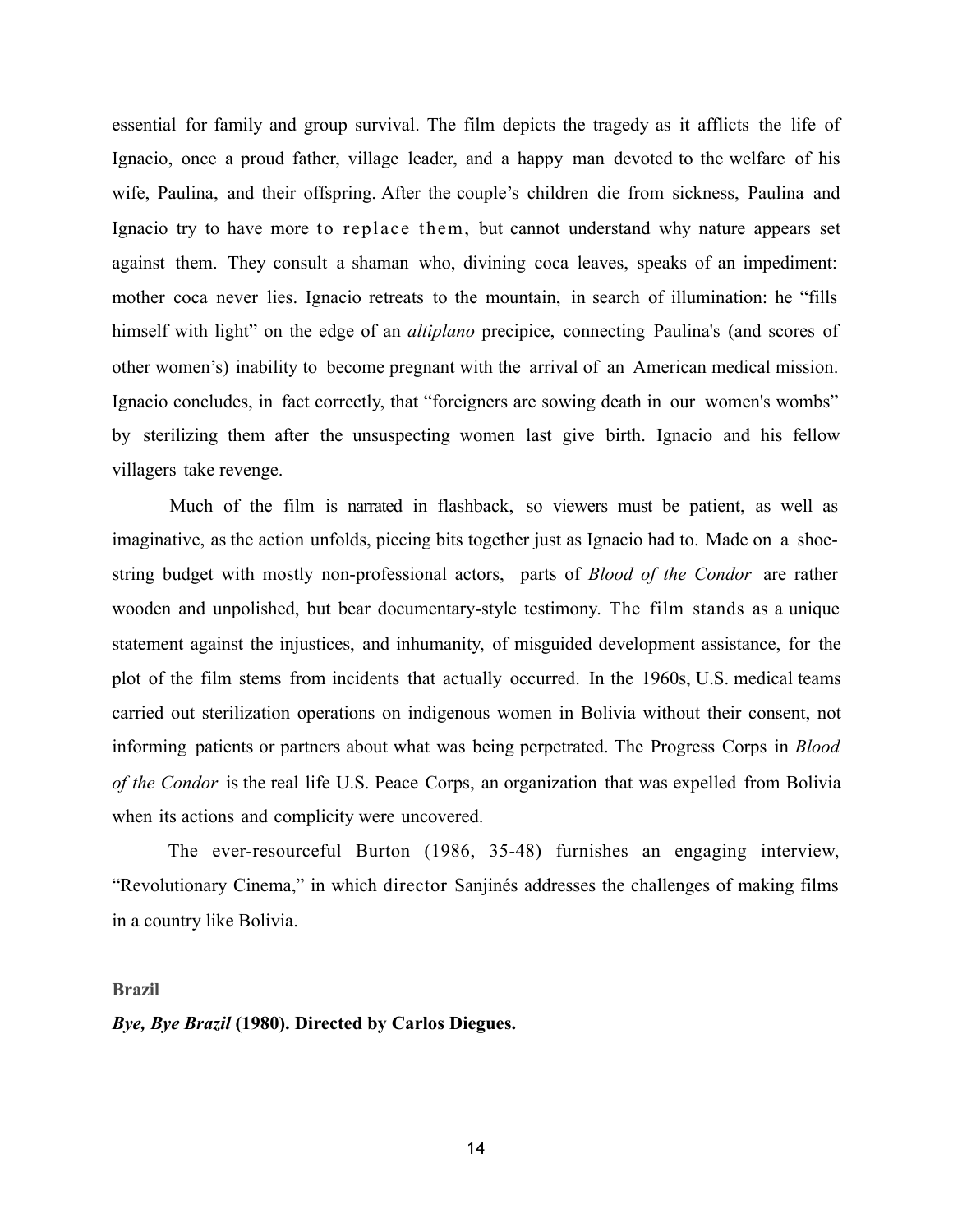essential for family and group survival. The film depicts the tragedy as it afflicts the life of Ignacio, once a proud father, village leader, and a happy man devoted to the welfare of his wife, Paulina, and their offspring. After the couple's children die from sickness, Paulina and Ignacio try to have more to replace them, but cannot understand why nature appears set against them. They consult a shaman who, divining coca leaves, speaks of an impediment: mother coca never lies. Ignacio retreats to the mountain, in search of illumination: he "fills himself with light" on the edge of an *altiplano* precipice, connecting Paulina's (and scores of other women's) inability to become pregnant with the arrival of an American medical mission. Ignacio concludes, in fact correctly, that "foreigners are sowing death in our women's wombs" by sterilizing them after the unsuspecting women last give birth. Ignacio and his fellow villagers take revenge.

Much of the film is narrated in flashback, so viewers must be patient, as well as imaginative, as the action unfolds, piecing bits together just as Ignacio had to. Made on a shoe-string budget with mostly non-professional actors, parts of *Blood of the Condor* are rather wooden and unpolished, but bear documentary-style testimony. The film stands as a unique statement against the injustices, and inhumanity, of misguided development assistance, for the plot of the film stems from incidents that actually occurred. In the 1960s, U.S. medical teams carried out sterilization operations on indigenous women in Bolivia without their consent, not informing patients or partners about what was being perpetrated. The Progress Corps in *Blood of the Condor* is the real life U.S. Peace Corps, an organization that was expelled from Bolivia when its actions and complicity were uncovered.

The ever-resourceful Burton (1986, 35-48) furnishes an engaging interview, "Revolutionary Cinema," in which director Sanjinés addresses the challenges of making films in a country like Bolivia.

## Brazil

***Bye, Bye Brazil* (1980). Directed by Carlos Diegues.**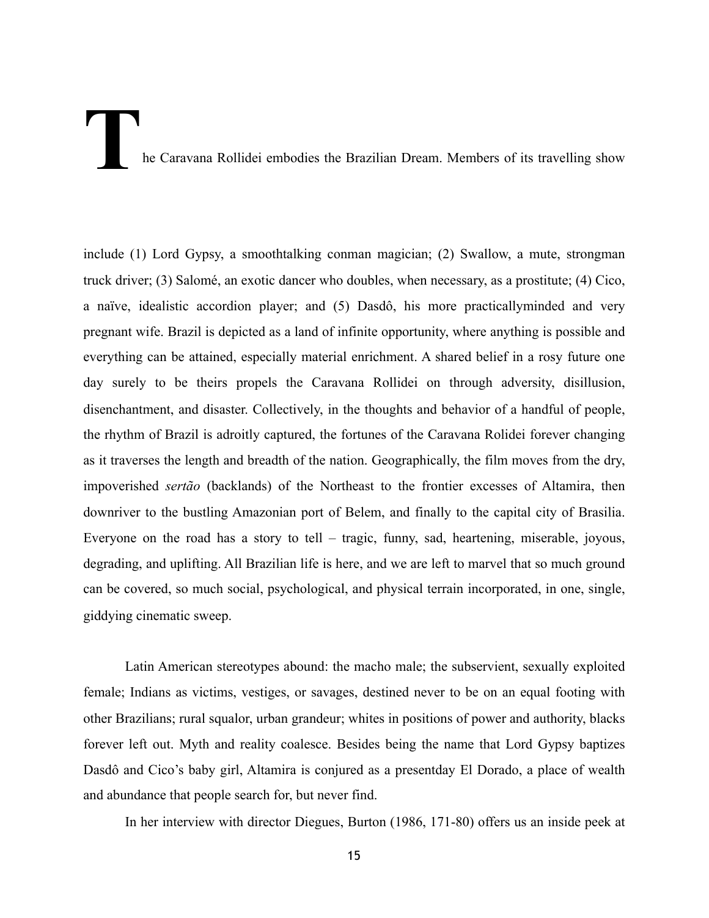The Caravana Rollidei embodies the Brazilian Dream. Members of its travelling show include (1) Lord Gypsy, a smoothtalking conman magician; (2) Swallow, a mute, strongman truck driver; (3) Salomé, an exotic dancer who doubles, when necessary, as a prostitute; (4) Cico, a naïve, idealistic accordion player; and (5) Dasdô, his more practicallyminded and very pregnant wife. Brazil is depicted as a land of infinite opportunity, where anything is possible and everything can be attained, especially material enrichment. A shared belief in a rosy future one day surely to be theirs propels the Caravana Rollidei on through adversity, disillusion, disenchantment, and disaster. Collectively, in the thoughts and behavior of a handful of people, the rhythm of Brazil is adroitly captured, the fortunes of the Caravana Rolidei forever changing as it traverses the length and breadth of the nation. Geographically, the film moves from the dry, impoverished *sertão* (backlands) of the Northeast to the frontier excesses of Altamira, then downriver to the bustling Amazonian port of Belem, and finally to the capital city of Brasilia. Everyone on the road has a story to tell – tragic, funny, sad, heartening, miserable, joyous, degrading, and uplifting. All Brazilian life is here, and we are left to marvel that so much ground can be covered, so much social, psychological, and physical terrain incorporated, in one, single, giddying cinematic sweep.

Latin American stereotypes abound: the macho male; the subservient, sexually exploited female; Indians as victims, vestiges, or savages, destined never to be on an equal footing with other Brazilians; rural squalor, urban grandeur; whites in positions of power and authority, blacks forever left out. Myth and reality coalesce. Besides being the name that Lord Gypsy baptizes Dasdô and Cico's baby girl, Altamira is conjured as a presentday El Dorado, a place of wealth and abundance that people search for, but never find.

In her interview with director Diegues, Burton (1986, 171-80) offers us an inside peek at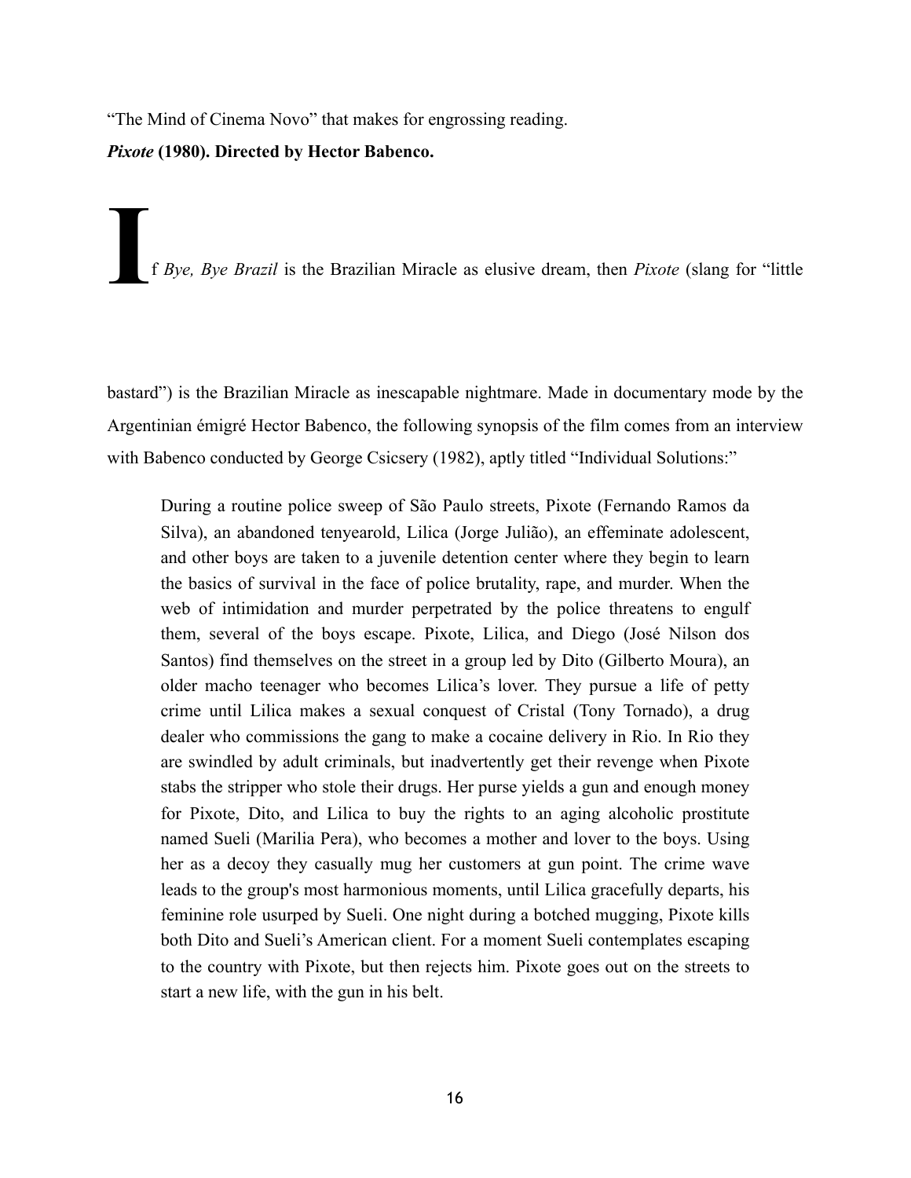"The Mind of Cinema Novo" that makes for engrossing reading.

***Pixote* (1980). Directed by Hector Babenco.**

If *Bye, Bye Brazil* is the Brazilian Miracle as elusive dream, then *Pixote* (slang for "little bastard") is the Brazilian Miracle as inescapable nightmare. Made in documentary mode by the Argentinian émigré Hector Babenco, the following synopsis of the film comes from an interview with Babenco conducted by George Csicsery (1982), aptly titled "Individual Solutions:"

> During a routine police sweep of São Paulo streets, Pixote (Fernando Ramos da Silva), an abandoned tenyearold, Lilica (Jorge Julião), an effeminate adolescent, and other boys are taken to a juvenile detention center where they begin to learn the basics of survival in the face of police brutality, rape, and murder. When the web of intimidation and murder perpetrated by the police threatens to engulf them, several of the boys escape. Pixote, Lilica, and Diego (José Nilson dos Santos) find themselves on the street in a group led by Dito (Gilberto Moura), an older macho teenager who becomes Lilica's lover. They pursue a life of petty crime until Lilica makes a sexual conquest of Cristal (Tony Tornado), a drug dealer who commissions the gang to make a cocaine delivery in Rio. In Rio they are swindled by adult criminals, but inadvertently get their revenge when Pixote stabs the stripper who stole their drugs. Her purse yields a gun and enough money for Pixote, Dito, and Lilica to buy the rights to an aging alcoholic prostitute named Sueli (Marilia Pera), who becomes a mother and lover to the boys. Using her as a decoy they casually mug her customers at gun point. The crime wave leads to the group's most harmonious moments, until Lilica gracefully departs, his feminine role usurped by Sueli. One night during a botched mugging, Pixote kills both Dito and Sueli's American client. For a moment Sueli contemplates escaping to the country with Pixote, but then rejects him. Pixote goes out on the streets to start a new life, with the gun in his belt.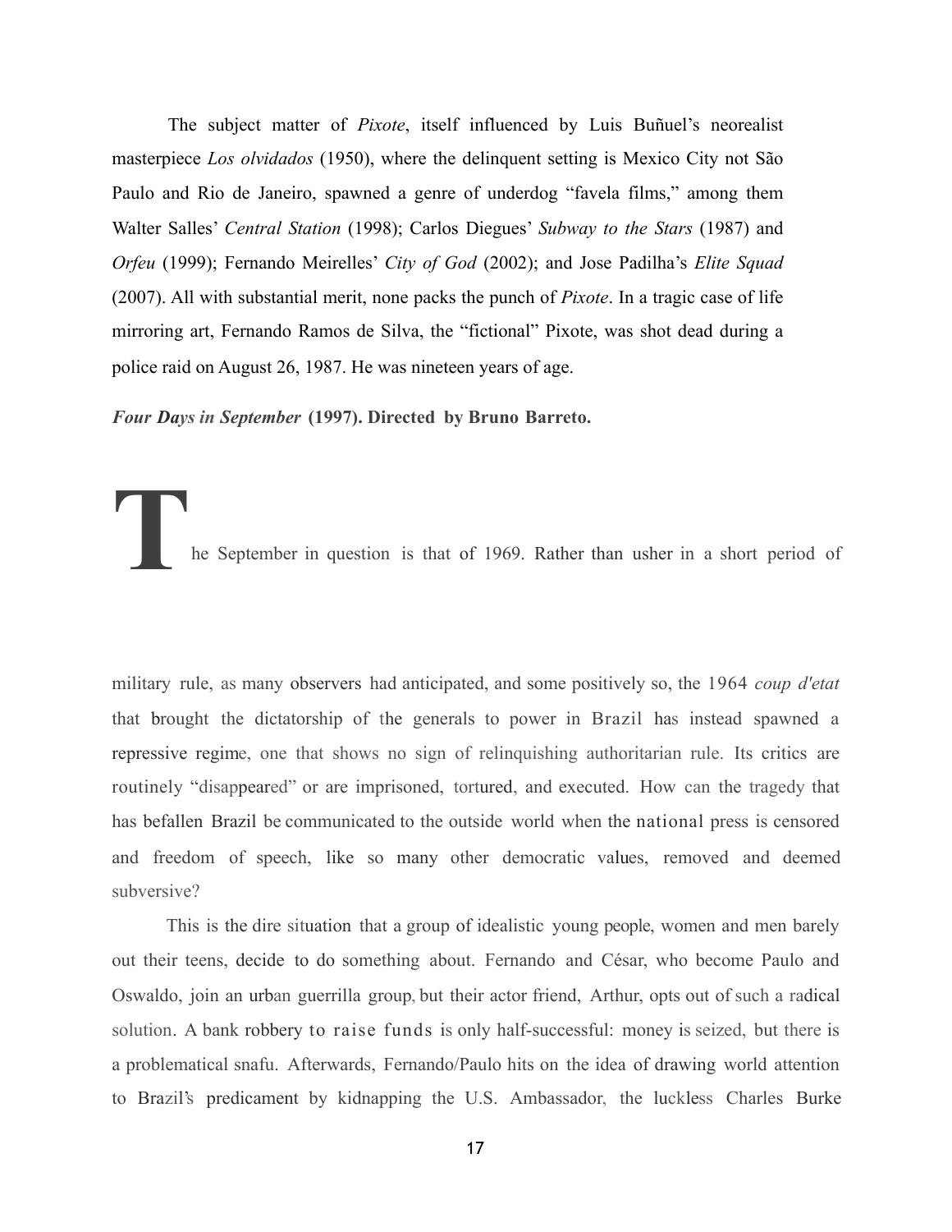The subject matter of *Pixote*, itself influenced by Luis Buñuel's neorealist masterpiece *Los olvidados* (1950), where the delinquent setting is Mexico City not São Paulo and Rio de Janeiro, spawned a genre of underdog "favela films," among them Walter Salles' *Central Station* (1998); Carlos Diegues' *Subway to the Stars* (1987) and *Orfeu* (1999); Fernando Meirelles' *City of God* (2002); and Jose Padilha's *Elite Squad* (2007). All with substantial merit, none packs the punch of *Pixote*. In a tragic case of life mirroring art, Fernando Ramos de Silva, the "fictional" Pixote, was shot dead during a police raid on August 26, 1987. He was nineteen years of age.

***Four Days in September* (1997). Directed by Bruno Barreto.**

The September in question is that of 1969. Rather than usher in a short period of military rule, as many observers had anticipated, and some positively so, the 1964 *coup d'etat* that brought the dictatorship of the generals to power in Brazil has instead spawned a repressive regime, one that shows no sign of relinquishing authoritarian rule. Its critics are routinely "disappeared" or are imprisoned, tortured, and executed. How can the tragedy that has befallen Brazil be communicated to the outside world when the national press is censored and freedom of speech, like so many other democratic values, removed and deemed subversive?

This is the dire situation that a group of idealistic young people, women and men barely out their teens, decide to do something about. Fernando and César, who become Paulo and Oswaldo, join an urban guerrilla group, but their actor friend, Arthur, opts out of such a radical solution. A bank robbery to raise funds is only half-successful: money is seized, but there is a problematical snafu. Afterwards, Fernando/Paulo hits on the idea of drawing world attention to Brazil's predicament by kidnapping the U.S. Ambassador, the luckless Charles Burke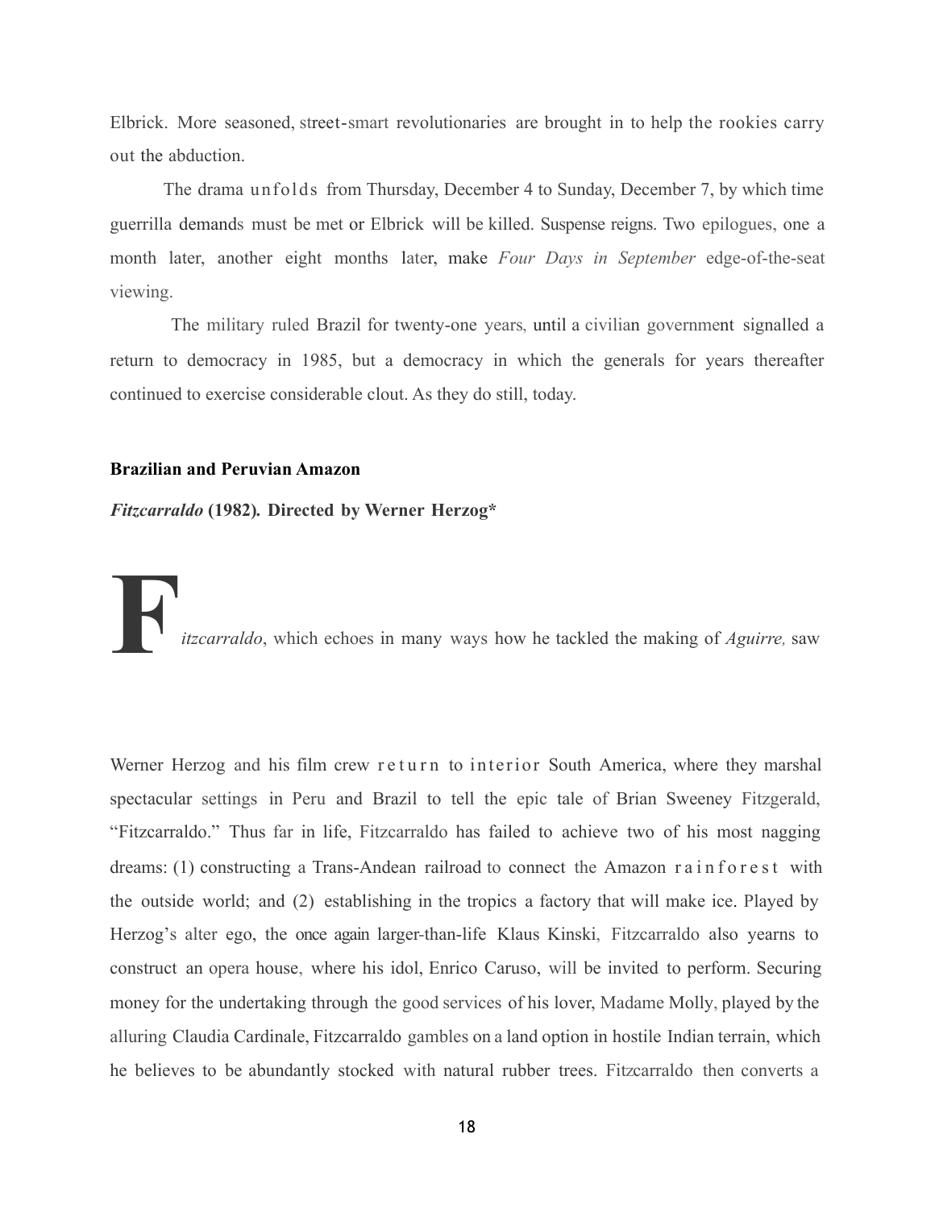Elbrick. More seasoned, street-smart revolutionaries are brought in to help the rookies carry out the abduction.

The drama unfolds from Thursday, December 4 to Sunday, December 7, by which time guerrilla demands must be met or Elbrick will be killed. Suspense reigns. Two epilogues, one a month later, another eight months later, make *Four Days in September* edge-of-the-seat viewing.

The military ruled Brazil for twenty-one years, until a civilian government signalled a return to democracy in 1985, but a democracy in which the generals for years thereafter continued to exercise considerable clout. As they do still, today.

**Brazilian and Peruvian Amazon**

***Fitzcarraldo* (1982). Directed by Werner Herzog***

*Fitzcarraldo*, which echoes in many ways how he tackled the making of *Aguirre,* saw Werner Herzog and his film crew return to interior South America, where they marshal spectacular settings in Peru and Brazil to tell the epic tale of Brian Sweeney Fitzgerald, "Fitzcarraldo." Thus far in life, Fitzcarraldo has failed to achieve two of his most nagging dreams: (1) constructing a Trans-Andean railroad to connect the Amazon rainforest with the outside world; and (2) establishing in the tropics a factory that will make ice. Played by Herzog's alter ego, the once again larger-than-life Klaus Kinski, Fitzcarraldo also yearns to construct an opera house, where his idol, Enrico Caruso, will be invited to perform. Securing money for the undertaking through the good services of his lover, Madame Molly, played by the alluring Claudia Cardinale, Fitzcarraldo gambles on a land option in hostile Indian terrain, which he believes to be abundantly stocked with natural rubber trees. Fitzcarraldo then converts a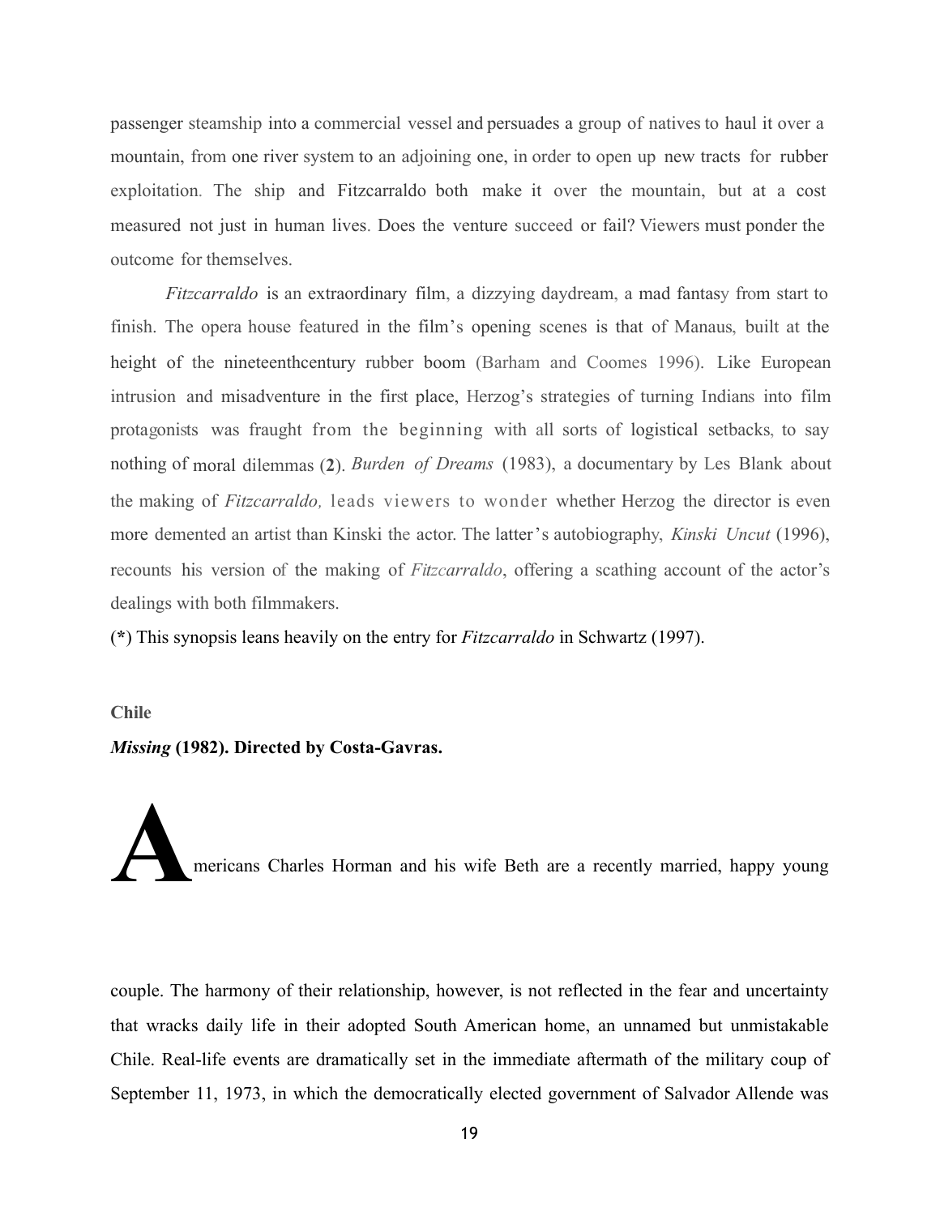passenger steamship into a commercial vessel and persuades a group of natives to haul it over a mountain, from one river system to an adjoining one, in order to open up new tracts for rubber exploitation. The ship and Fitzcarraldo both make it over the mountain, but at a cost measured not just in human lives. Does the venture succeed or fail? Viewers must ponder the outcome for themselves.

*Fitzcarraldo* is an extraordinary film, a dizzying daydream, a mad fantasy from start to finish. The opera house featured in the film's opening scenes is that of Manaus, built at the height of the nineteenthcentury rubber boom (Barham and Coomes 1996). Like European intrusion and misadventure in the first place, Herzog's strategies of turning Indians into film protagonists was fraught from the beginning with all sorts of logistical setbacks, to say nothing of moral dilemmas (**2**). *Burden of Dreams* (1983), a documentary by Les Blank about the making of *Fitzcarraldo,* leads viewers to wonder whether Herzog the director is even more demented an artist than Kinski the actor. The latter's autobiography, *Kinski Uncut* (1996), recounts his version of the making of *Fitzcarraldo*, offering a scathing account of the actor's dealings with both filmmakers.

(**\***) This synopsis leans heavily on the entry for ***Fitzcarraldo*** in Schwartz (1997).

**Chile**

***Missing* (1982). Directed by Costa-Gavras.**

Americans Charles Horman and his wife Beth are a recently married, happy young couple. The harmony of their relationship, however, is not reflected in the fear and uncertainty that wracks daily life in their adopted South American home, an unnamed but unmistakable Chile. Real-life events are dramatically set in the immediate aftermath of the military coup of September 11, 1973, in which the democratically elected government of Salvador Allende was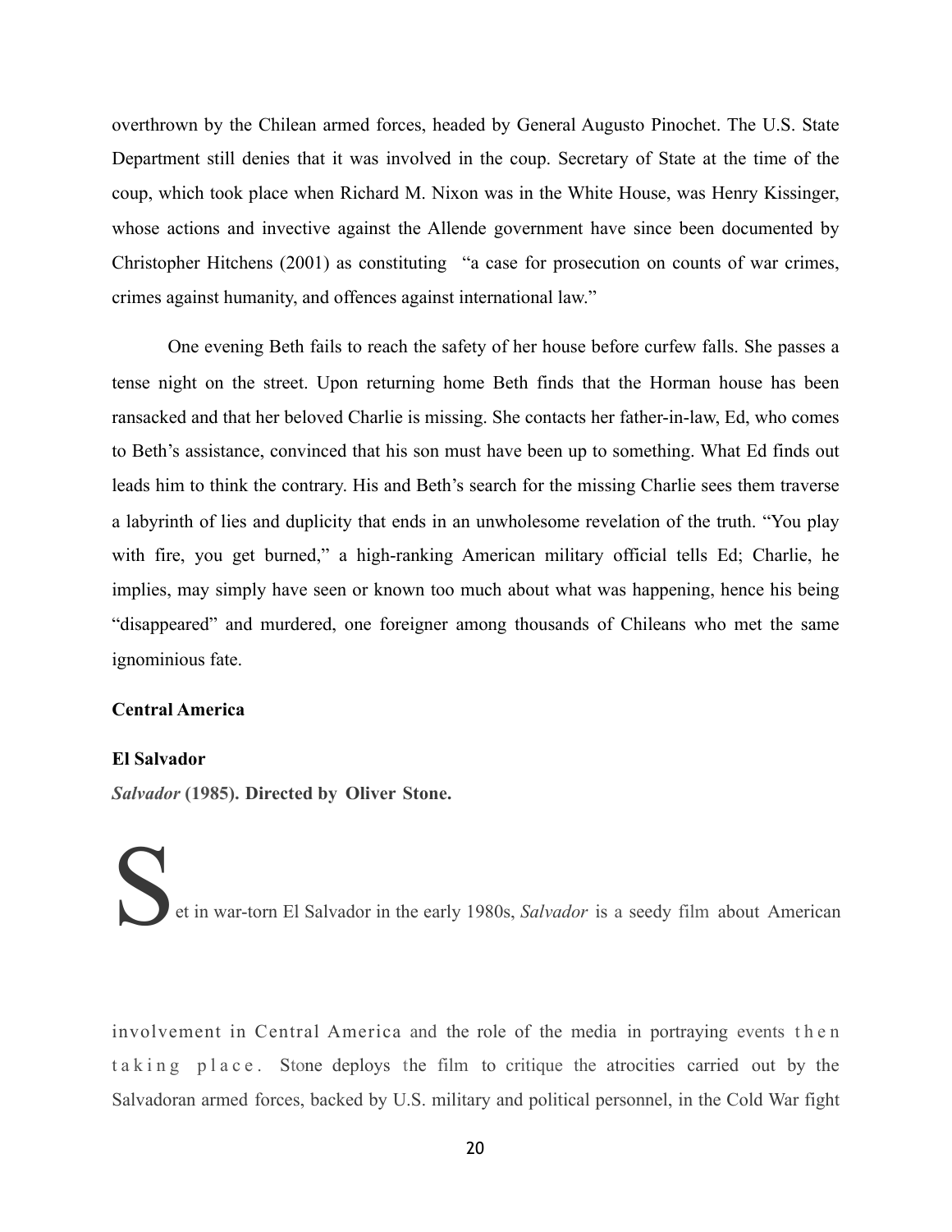overthrown by the Chilean armed forces, headed by General Augusto Pinochet. The U.S. State Department still denies that it was involved in the coup. Secretary of State at the time of the coup, which took place when Richard M. Nixon was in the White House, was Henry Kissinger, whose actions and invective against the Allende government have since been documented by Christopher Hitchens (2001) as constituting "a case for prosecution on counts of war crimes, crimes against humanity, and offences against international law."

One evening Beth fails to reach the safety of her house before curfew falls. She passes a tense night on the street. Upon returning home Beth finds that the Horman house has been ransacked and that her beloved Charlie is missing. She contacts her father-in-law, Ed, who comes to Beth's assistance, convinced that his son must have been up to something. What Ed finds out leads him to think the contrary. His and Beth's search for the missing Charlie sees them traverse a labyrinth of lies and duplicity that ends in an unwholesome revelation of the truth. "You play with fire, you get burned," a high-ranking American military official tells Ed; Charlie, he implies, may simply have seen or known too much about what was happening, hence his being "disappeared" and murdered, one foreigner among thousands of Chileans who met the same ignominious fate.

## Central America

### El Salvador

***Salvador* (1985). Directed by Oliver Stone.**

Set in war-torn El Salvador in the early 1980s, *Salvador* is a seedy film about American involvement in Central America and the role of the media in portraying events then taking place. Stone deploys the film to critique the atrocities carried out by the Salvadoran armed forces, backed by U.S. military and political personnel, in the Cold War fight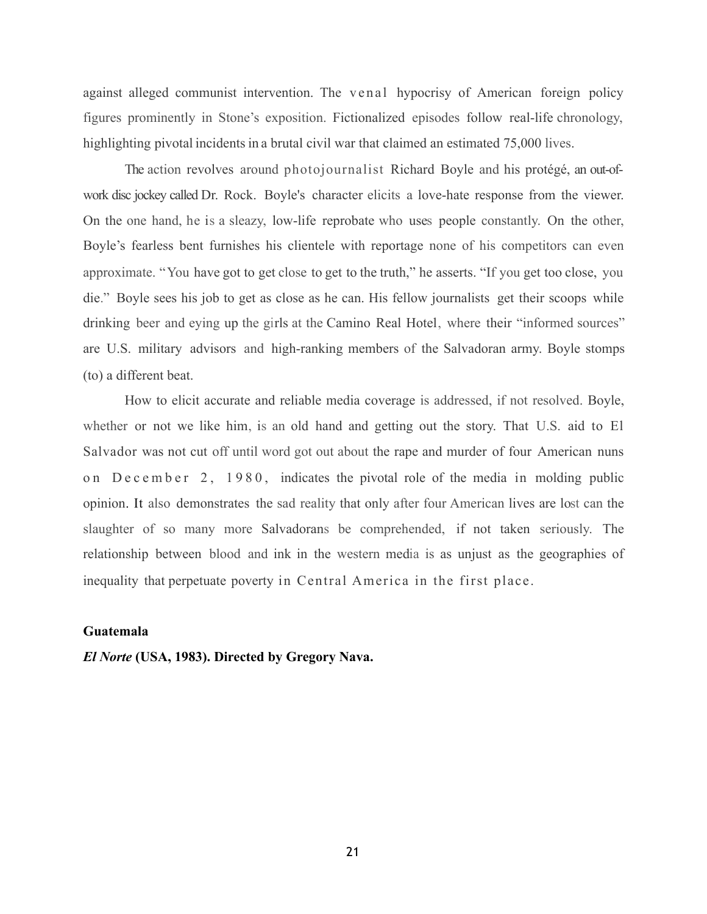against alleged communist intervention. The venal hypocrisy of American foreign policy figures prominently in Stone's exposition. Fictionalized episodes follow real-life chronology, highlighting pivotal incidents in a brutal civil war that claimed an estimated 75,000 lives.

The action revolves around photojournalist Richard Boyle and his protégé, an out-of-work disc jockey called Dr. Rock. Boyle's character elicits a love-hate response from the viewer. On the one hand, he is a sleazy, low-life reprobate who uses people constantly. On the other, Boyle's fearless bent furnishes his clientele with reportage none of his competitors can even approximate. "You have got to get close to get to the truth," he asserts. "If you get too close, you die." Boyle sees his job to get as close as he can. His fellow journalists get their scoops while drinking beer and eying up the girls at the Camino Real Hotel, where their "informed sources" are U.S. military advisors and high-ranking members of the Salvadoran army. Boyle stomps (to) a different beat.

How to elicit accurate and reliable media coverage is addressed, if not resolved. Boyle, whether or not we like him, is an old hand and getting out the story. That U.S. aid to El Salvador was not cut off until word got out about the rape and murder of four American nuns on December 2, 1980, indicates the pivotal role of the media in molding public opinion. It also demonstrates the sad reality that only after four American lives are lost can the slaughter of so many more Salvadorans be comprehended, if not taken seriously. The relationship between blood and ink in the western media is as unjust as the geographies of inequality that perpetuate poverty in Central America in the first place.

**Guatemala**

***El Norte* (USA, 1983). Directed by Gregory Nava.**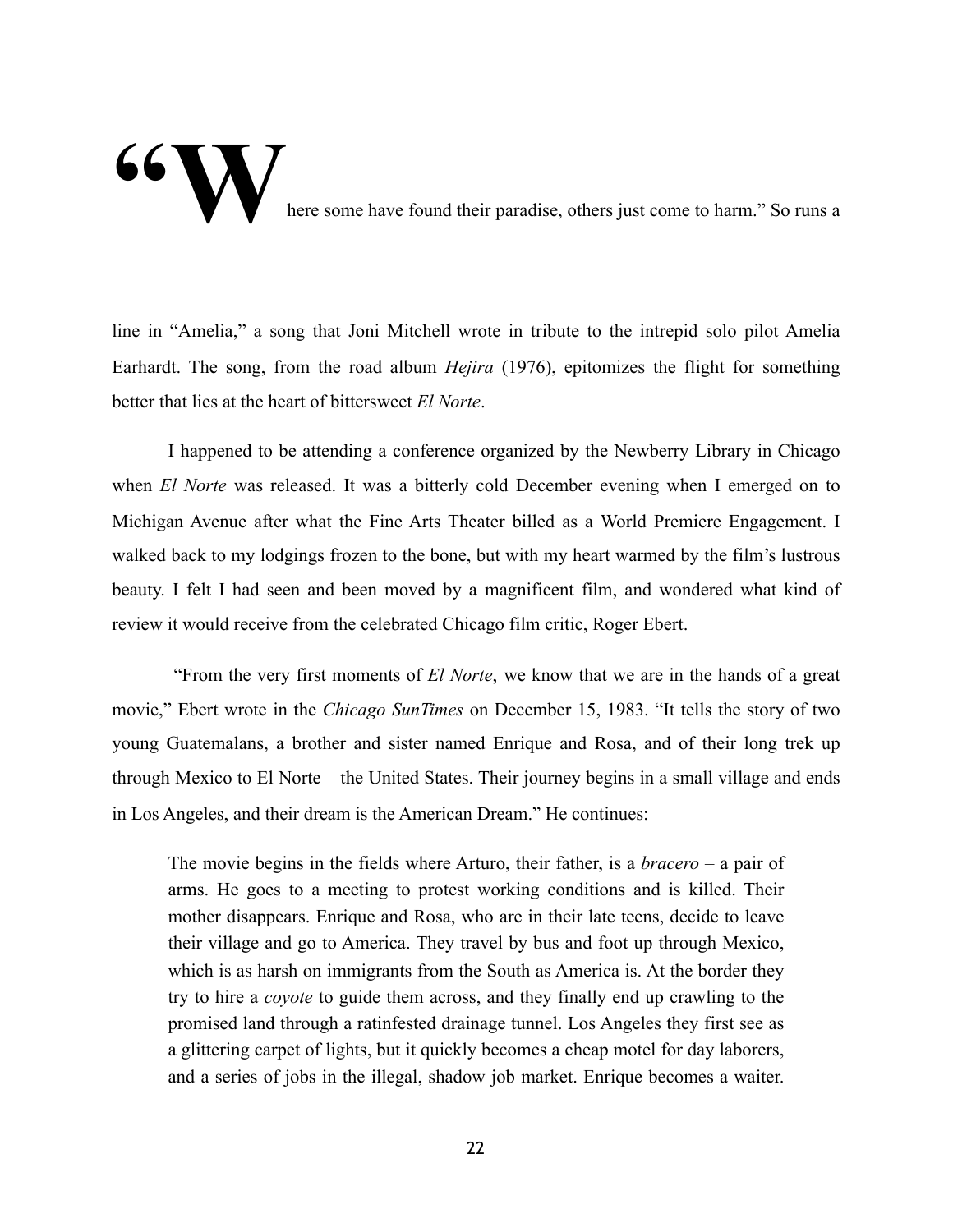"Where some have found their paradise, others just come to harm." So runs a line in "Amelia," a song that Joni Mitchell wrote in tribute to the intrepid solo pilot Amelia Earhardt. The song, from the road album *Hejira* (1976), epitomizes the flight for something better that lies at the heart of bittersweet *El Norte*.

I happened to be attending a conference organized by the Newberry Library in Chicago when *El Norte* was released. It was a bitterly cold December evening when I emerged on to Michigan Avenue after what the Fine Arts Theater billed as a World Premiere Engagement. I walked back to my lodgings frozen to the bone, but with my heart warmed by the film's lustrous beauty. I felt I had seen and been moved by a magnificent film, and wondered what kind of review it would receive from the celebrated Chicago film critic, Roger Ebert.

"From the very first moments of *El Norte*, we know that we are in the hands of a great movie," Ebert wrote in the *Chicago SunTimes* on December 15, 1983. "It tells the story of two young Guatemalans, a brother and sister named Enrique and Rosa, and of their long trek up through Mexico to El Norte – the United States. Their journey begins in a small village and ends in Los Angeles, and their dream is the American Dream." He continues:

> The movie begins in the fields where Arturo, their father, is a *bracero* – a pair of arms. He goes to a meeting to protest working conditions and is killed. Their mother disappears. Enrique and Rosa, who are in their late teens, decide to leave their village and go to America. They travel by bus and foot up through Mexico, which is as harsh on immigrants from the South as America is. At the border they try to hire a *coyote* to guide them across, and they finally end up crawling to the promised land through a ratinfested drainage tunnel. Los Angeles they first see as a glittering carpet of lights, but it quickly becomes a cheap motel for day laborers, and a series of jobs in the illegal, shadow job market. Enrique becomes a waiter.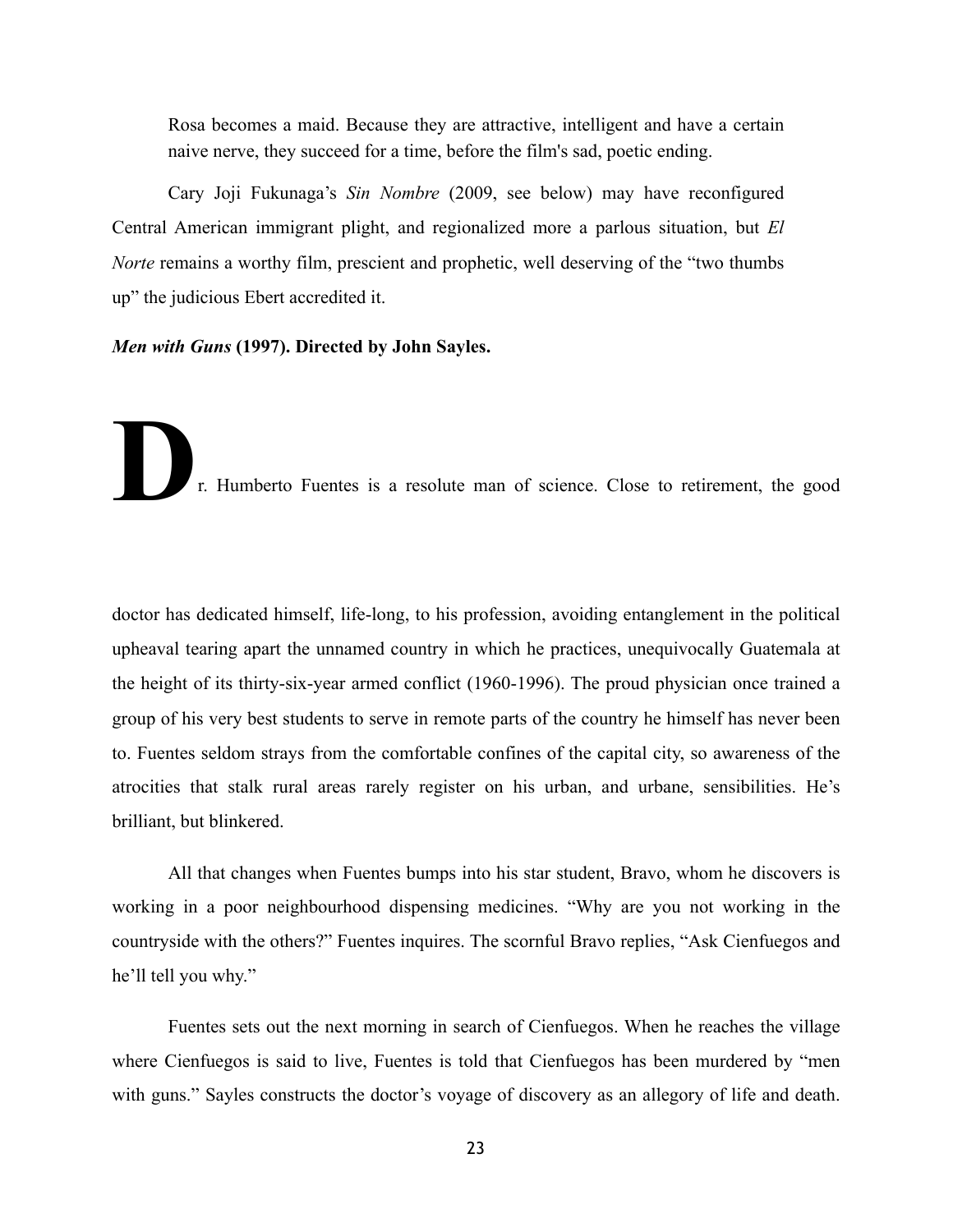Rosa becomes a maid. Because they are attractive, intelligent and have a certain naive nerve, they succeed for a time, before the film's sad, poetic ending.

Cary Joji Fukunaga's *Sin Nombre* (2009, see below) may have reconfigured Central American immigrant plight, and regionalized more a parlous situation, but *El Norte* remains a worthy film, prescient and prophetic, well deserving of the "two thumbs up" the judicious Ebert accredited it.

***Men with Guns* (1997). Directed by John Sayles.**

Dr. Humberto Fuentes is a resolute man of science. Close to retirement, the good doctor has dedicated himself, life-long, to his profession, avoiding entanglement in the political upheaval tearing apart the unnamed country in which he practices, unequivocally Guatemala at the height of its thirty-six-year armed conflict (1960-1996). The proud physician once trained a group of his very best students to serve in remote parts of the country he himself has never been to. Fuentes seldom strays from the comfortable confines of the capital city, so awareness of the atrocities that stalk rural areas rarely register on his urban, and urbane, sensibilities. He's brilliant, but blinkered.

All that changes when Fuentes bumps into his star student, Bravo, whom he discovers is working in a poor neighbourhood dispensing medicines. "Why are you not working in the countryside with the others?" Fuentes inquires. The scornful Bravo replies, "Ask Cienfuegos and he'll tell you why."

Fuentes sets out the next morning in search of Cienfuegos. When he reaches the village where Cienfuegos is said to live, Fuentes is told that Cienfuegos has been murdered by "men with guns." Sayles constructs the doctor's voyage of discovery as an allegory of life and death.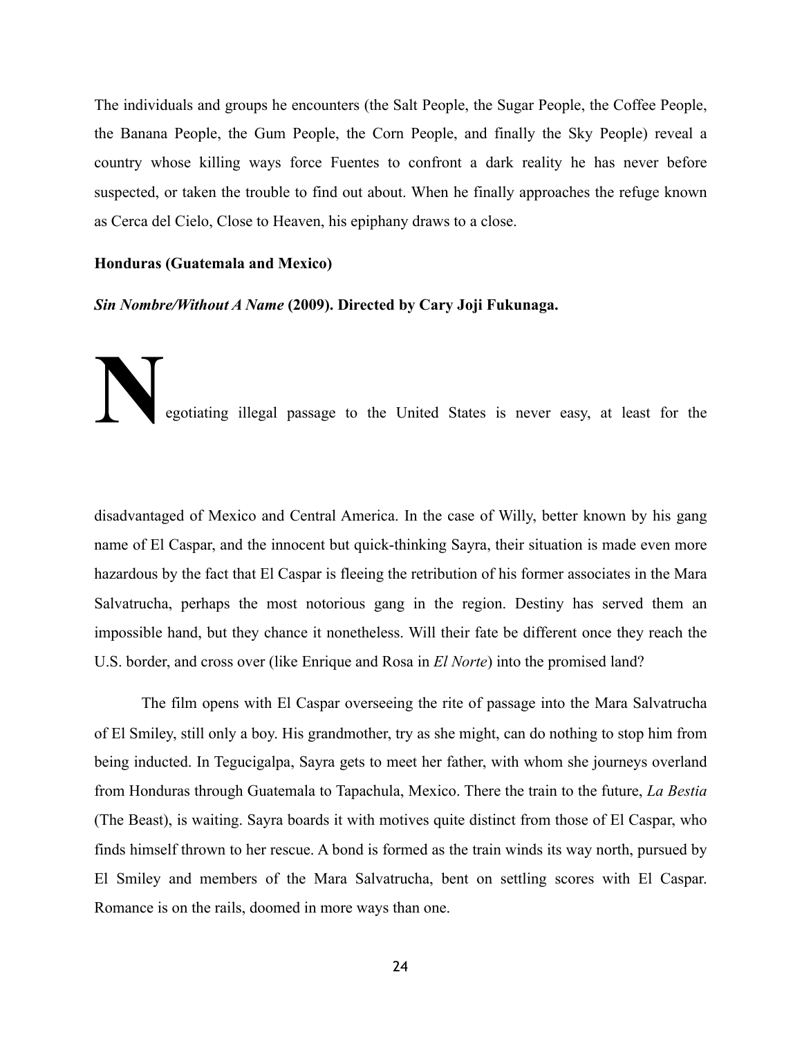The individuals and groups he encounters (the Salt People, the Sugar People, the Coffee People, the Banana People, the Gum People, the Corn People, and finally the Sky People) reveal a country whose killing ways force Fuentes to confront a dark reality he has never before suspected, or taken the trouble to find out about. When he finally approaches the refuge known as Cerca del Cielo, Close to Heaven, his epiphany draws to a close.

**Honduras (Guatemala and Mexico)**

***Sin Nombre/Without A Name* (2009). Directed by Cary Joji Fukunaga.**

Negotiating illegal passage to the United States is never easy, at least for the disadvantaged of Mexico and Central America. In the case of Willy, better known by his gang name of El Caspar, and the innocent but quick-thinking Sayra, their situation is made even more hazardous by the fact that El Caspar is fleeing the retribution of his former associates in the Mara Salvatrucha, perhaps the most notorious gang in the region. Destiny has served them an impossible hand, but they chance it nonetheless. Will their fate be different once they reach the U.S. border, and cross over (like Enrique and Rosa in *El Norte*) into the promised land?

The film opens with El Caspar overseeing the rite of passage into the Mara Salvatrucha of El Smiley, still only a boy. His grandmother, try as she might, can do nothing to stop him from being inducted. In Tegucigalpa, Sayra gets to meet her father, with whom she journeys overland from Honduras through Guatemala to Tapachula, Mexico. There the train to the future, *La Bestia* (The Beast), is waiting. Sayra boards it with motives quite distinct from those of El Caspar, who finds himself thrown to her rescue. A bond is formed as the train winds its way north, pursued by El Smiley and members of the Mara Salvatrucha, bent on settling scores with El Caspar. Romance is on the rails, doomed in more ways than one.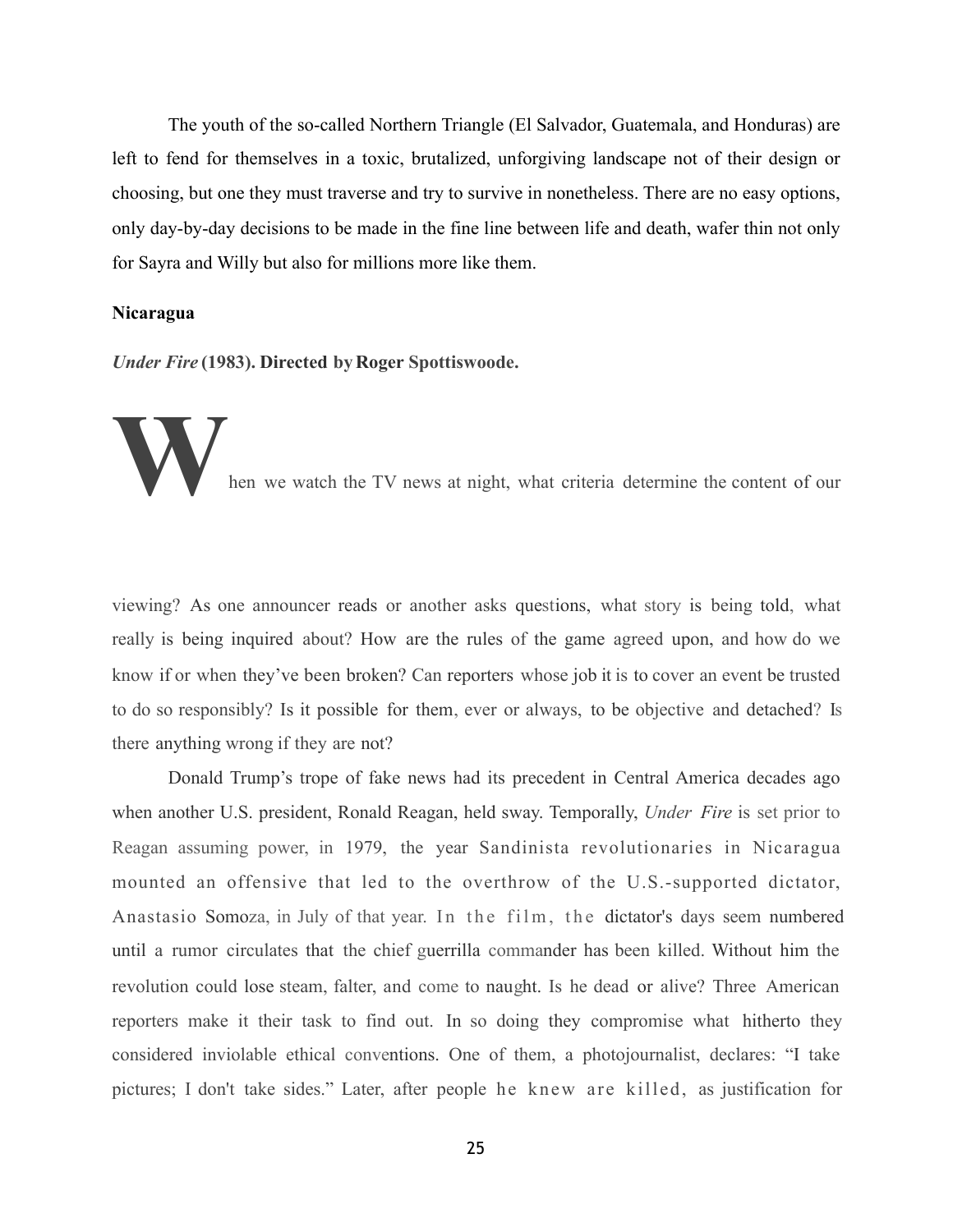The youth of the so-called Northern Triangle (El Salvador, Guatemala, and Honduras) are left to fend for themselves in a toxic, brutalized, unforgiving landscape not of their design or choosing, but one they must traverse and try to survive in nonetheless. There are no easy options, only day-by-day decisions to be made in the fine line between life and death, wafer thin not only for Sayra and Willy but also for millions more like them.

**Nicaragua**

***Under Fire* (1983). Directed by Roger Spottiswoode.**

When we watch the TV news at night, what criteria determine the content of our viewing? As one announcer reads or another asks questions, what story is being told, what really is being inquired about? How are the rules of the game agreed upon, and how do we know if or when they've been broken? Can reporters whose job it is to cover an event be trusted to do so responsibly? Is it possible for them, ever or always, to be objective and detached? Is there anything wrong if they are not?

Donald Trump's trope of fake news had its precedent in Central America decades ago when another U.S. president, Ronald Reagan, held sway. Temporally, *Under Fire* is set prior to Reagan assuming power, in 1979, the year Sandinista revolutionaries in Nicaragua mounted an offensive that led to the overthrow of the U.S.-supported dictator, Anastasio Somoza, in July of that year. In the film, the dictator's days seem numbered until a rumor circulates that the chief guerrilla commander has been killed. Without him the revolution could lose steam, falter, and come to naught. Is he dead or alive? Three American reporters make it their task to find out. In so doing they compromise what hitherto they considered inviolable ethical conventions. One of them, a photojournalist, declares: "I take pictures; I don't take sides." Later, after people he knew are killed, as justification for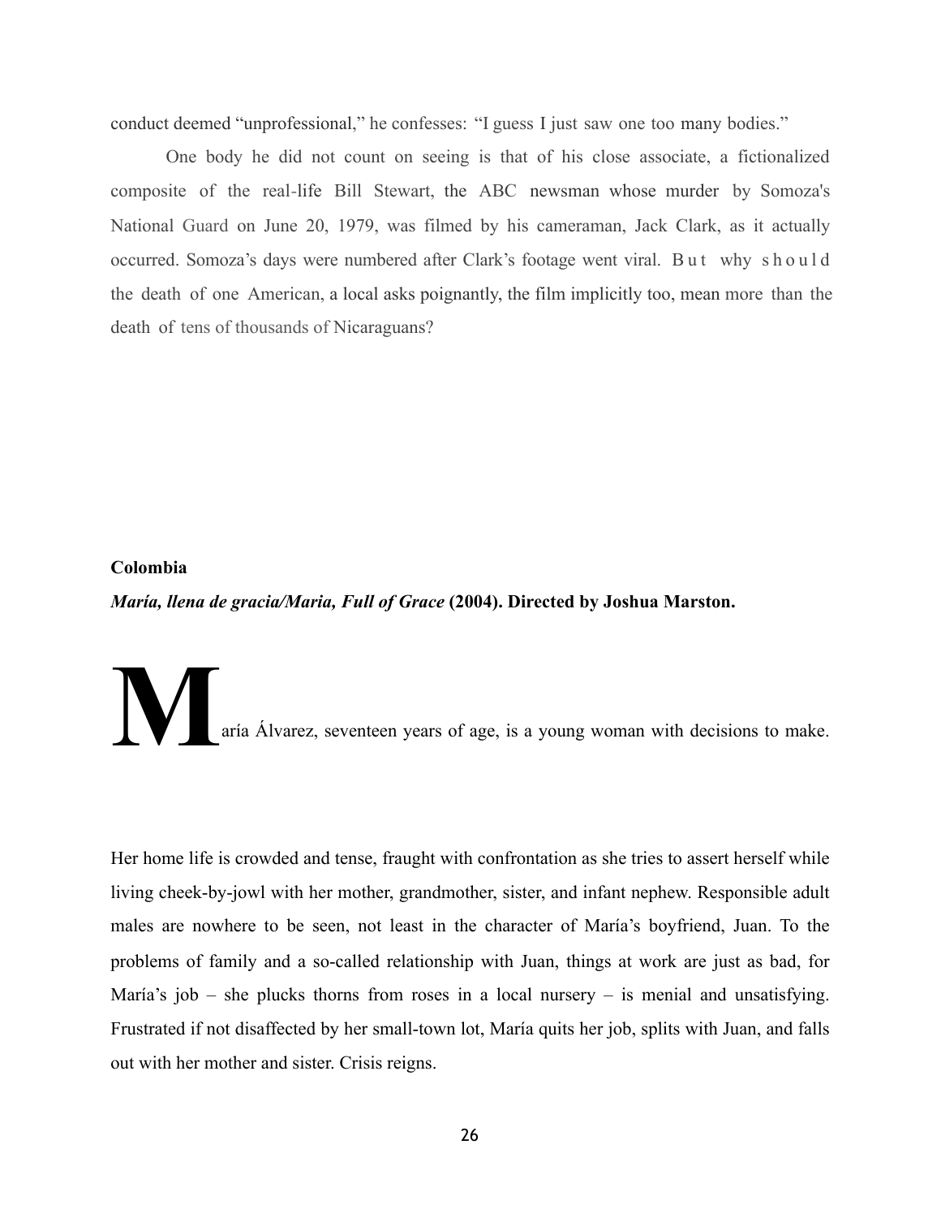conduct deemed "unprofessional," he confesses: "I guess I just saw one too many bodies."

One body he did not count on seeing is that of his close associate, a fictionalized composite of the real-life Bill Stewart, the ABC newsman whose murder by Somoza's National Guard on June 20, 1979, was filmed by his cameraman, Jack Clark, as it actually occurred. Somoza's days were numbered after Clark's footage went viral. But why should the death of one American, a local asks poignantly, the film implicitly too, mean more than the death of tens of thousands of Nicaraguans?

**Colombia**

***María, llena de gracia/Maria, Full of Grace* (2004). Directed by Joshua Marston.**

María Álvarez, seventeen years of age, is a young woman with decisions to make. Her home life is crowded and tense, fraught with confrontation as she tries to assert herself while living cheek-by-jowl with her mother, grandmother, sister, and infant nephew. Responsible adult males are nowhere to be seen, not least in the character of María's boyfriend, Juan. To the problems of family and a so-called relationship with Juan, things at work are just as bad, for María's job – she plucks thorns from roses in a local nursery – is menial and unsatisfying. Frustrated if not disaffected by her small-town lot, María quits her job, splits with Juan, and falls out with her mother and sister. Crisis reigns.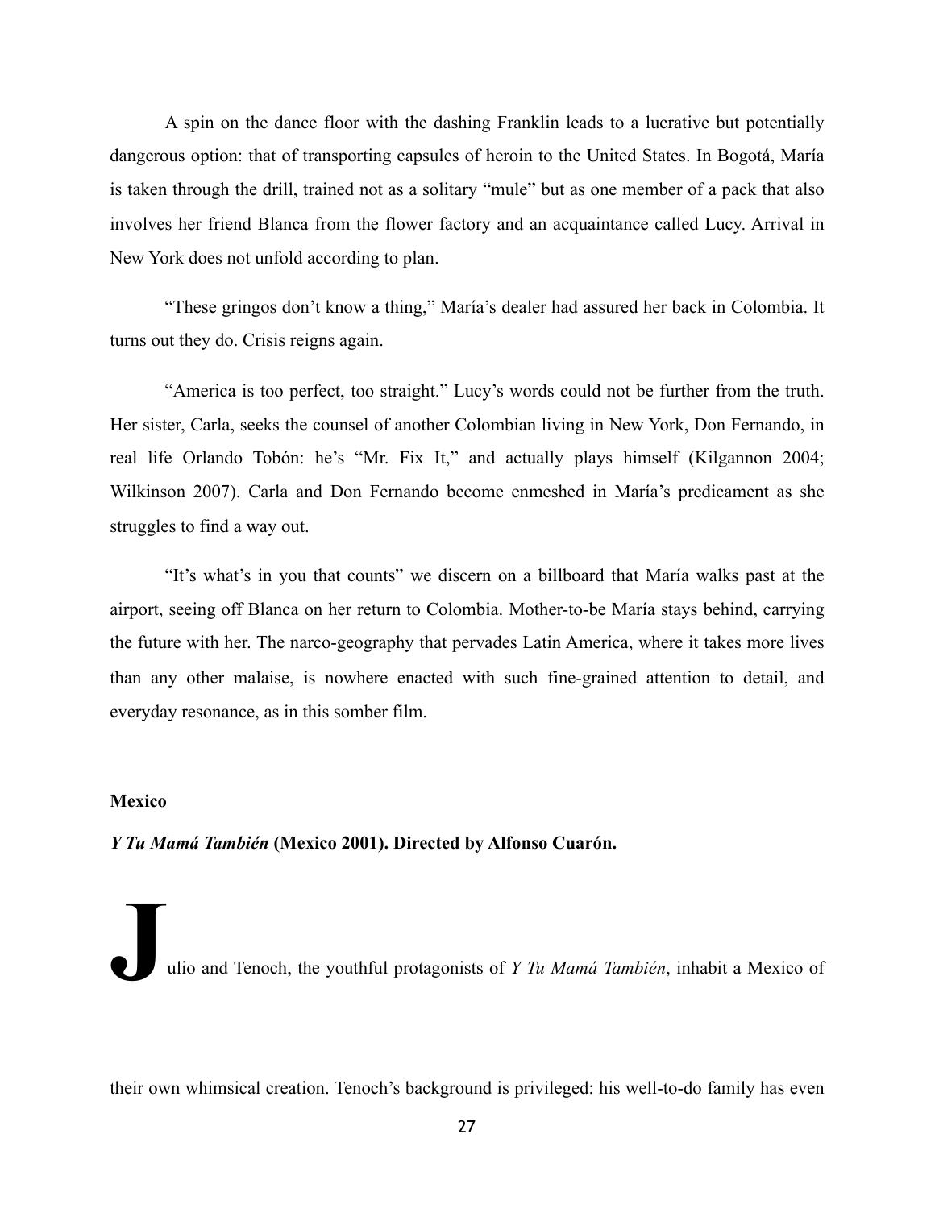A spin on the dance floor with the dashing Franklin leads to a lucrative but potentially dangerous option: that of transporting capsules of heroin to the United States. In Bogotá, María is taken through the drill, trained not as a solitary "mule" but as one member of a pack that also involves her friend Blanca from the flower factory and an acquaintance called Lucy. Arrival in New York does not unfold according to plan.

"These gringos don't know a thing," María's dealer had assured her back in Colombia. It turns out they do. Crisis reigns again.

"America is too perfect, too straight." Lucy's words could not be further from the truth. Her sister, Carla, seeks the counsel of another Colombian living in New York, Don Fernando, in real life Orlando Tobón: he's "Mr. Fix It," and actually plays himself (Kilgannon 2004; Wilkinson 2007). Carla and Don Fernando become enmeshed in María's predicament as she struggles to find a way out.

"It's what's in you that counts" we discern on a billboard that María walks past at the airport, seeing off Blanca on her return to Colombia. Mother-to-be María stays behind, carrying the future with her. The narco-geography that pervades Latin America, where it takes more lives than any other malaise, is nowhere enacted with such fine-grained attention to detail, and everyday resonance, as in this somber film.

### Mexico

***Y Tu Mamá También* (Mexico 2001). Directed by Alfonso Cuarón.**

Julio and Tenoch, the youthful protagonists of *Y Tu Mamá También*, inhabit a Mexico of their own whimsical creation. Tenoch's background is privileged: his well-to-do family has even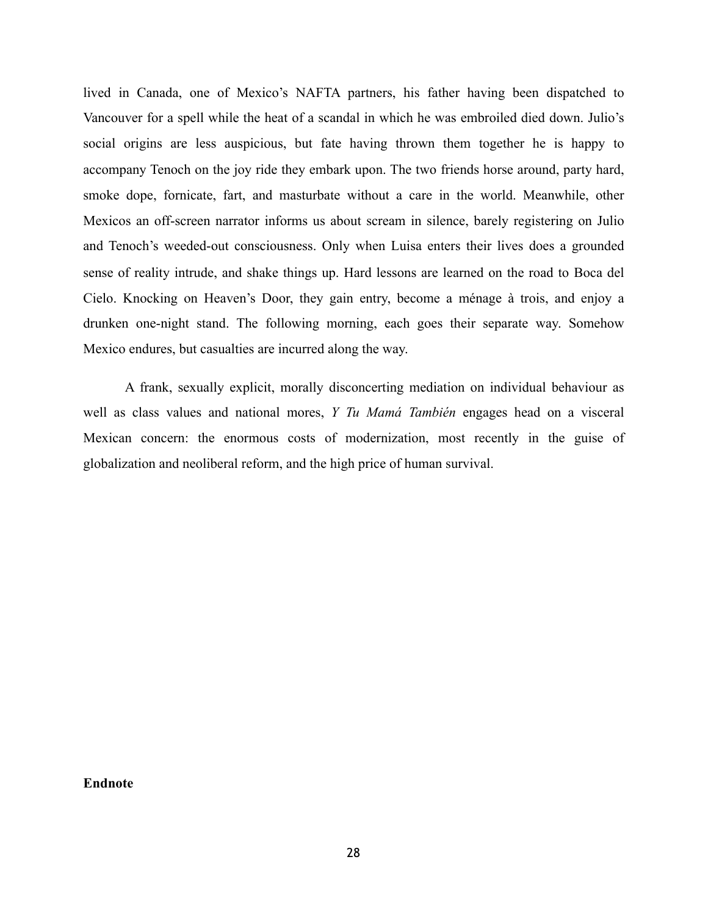lived in Canada, one of Mexico's NAFTA partners, his father having been dispatched to Vancouver for a spell while the heat of a scandal in which he was embroiled died down. Julio's social origins are less auspicious, but fate having thrown them together he is happy to accompany Tenoch on the joy ride they embark upon. The two friends horse around, party hard, smoke dope, fornicate, fart, and masturbate without a care in the world. Meanwhile, other Mexicos an off-screen narrator informs us about scream in silence, barely registering on Julio and Tenoch's weeded-out consciousness. Only when Luisa enters their lives does a grounded sense of reality intrude, and shake things up. Hard lessons are learned on the road to Boca del Cielo. Knocking on Heaven's Door, they gain entry, become a ménage à trois, and enjoy a drunken one-night stand. The following morning, each goes their separate way. Somehow Mexico endures, but casualties are incurred along the way.

A frank, sexually explicit, morally disconcerting mediation on individual behaviour as well as class values and national mores, *Y Tu Mamá También* engages head on a visceral Mexican concern: the enormous costs of modernization, most recently in the guise of globalization and neoliberal reform, and the high price of human survival.

**Endnote**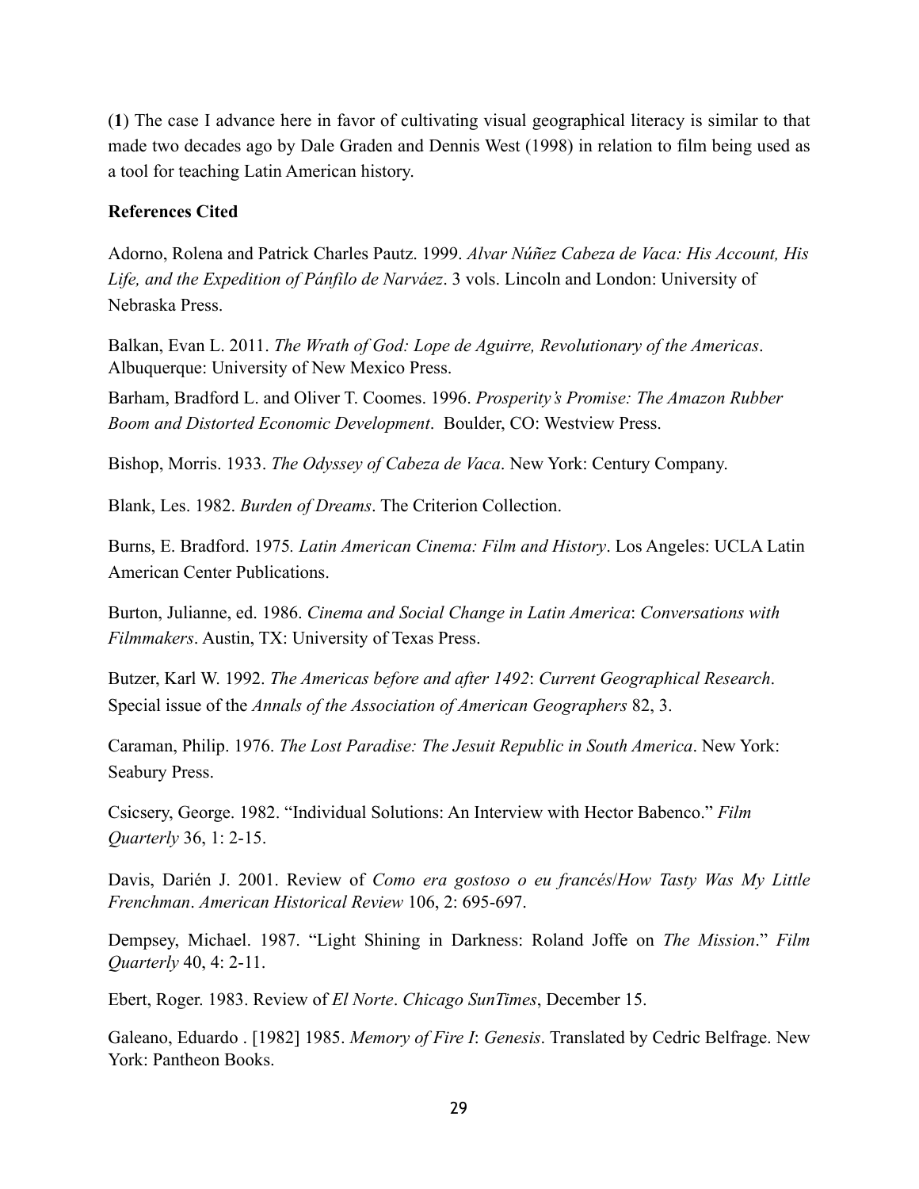(**1**) The case I advance here in favor of cultivating visual geographical literacy is similar to that made two decades ago by Dale Graden and Dennis West (1998) in relation to film being used as a tool for teaching Latin American history.

**References Cited**

Adorno, Rolena and Patrick Charles Pautz. 1999. *Alvar Núñez Cabeza de Vaca: His Account, His Life, and the Expedition of Pánfilo de Narváez*. 3 vols. Lincoln and London: University of Nebraska Press.

Balkan, Evan L. 2011. *The Wrath of God: Lope de Aguirre, Revolutionary of the Americas*. Albuquerque: University of New Mexico Press.

Barham, Bradford L. and Oliver T. Coomes. 1996. *Prosperity's Promise: The Amazon Rubber Boom and Distorted Economic Development*. Boulder, CO: Westview Press.

Bishop, Morris. 1933. *The Odyssey of Cabeza de Vaca*. New York: Century Company.

Blank, Les. 1982. *Burden of Dreams*. The Criterion Collection.

Burns, E. Bradford. 1975*. Latin American Cinema: Film and History*. Los Angeles: UCLA Latin American Center Publications.

Burton, Julianne, ed. 1986. *Cinema and Social Change in Latin America*: *Conversations with Filmmakers*. Austin, TX: University of Texas Press.

Butzer, Karl W. 1992. *The Americas before and after 1492*: *Current Geographical Research*. Special issue of the *Annals of the Association of American Geographers* 82, 3.

Caraman, Philip. 1976. *The Lost Paradise: The Jesuit Republic in South America*. New York: Seabury Press.

Csicsery, George. 1982. "Individual Solutions: An Interview with Hector Babenco." *Film Quarterly* 36, 1: 2-15.

Davis, Darién J. 2001. Review of *Como era gostoso o eu francés*/*How Tasty Was My Little Frenchman*. *American Historical Review* 106, 2: 695-697.

Dempsey, Michael. 1987. "Light Shining in Darkness: Roland Joffe on *The Mission*." *Film Quarterly* 40, 4: 2-11.

Ebert, Roger. 1983. Review of *El Norte*. *Chicago SunTimes*, December 15.

Galeano, Eduardo . [1982] 1985. *Memory of Fire I*: *Genesis*. Translated by Cedric Belfrage. New York: Pantheon Books.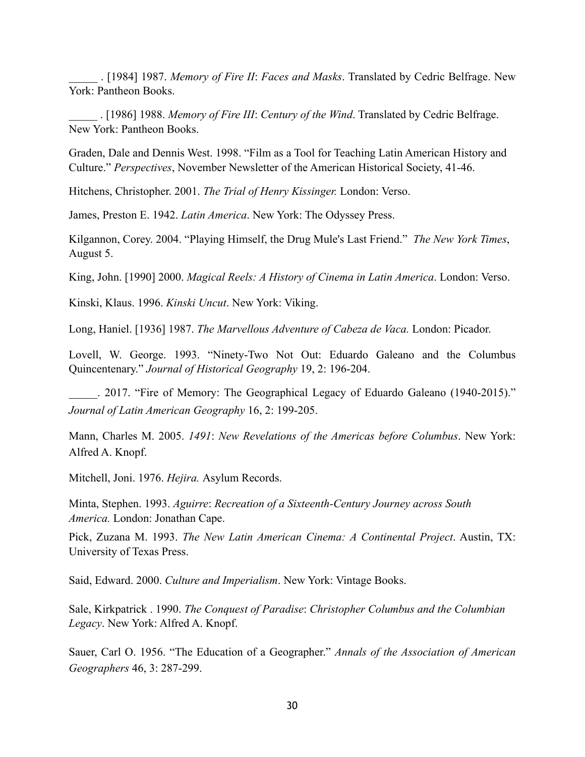_____ . [1984] 1987. *Memory of Fire II*: *Faces and Masks*. Translated by Cedric Belfrage. New York: Pantheon Books.

_____ . [1986] 1988. *Memory of Fire III*: *Century of the Wind*. Translated by Cedric Belfrage. New York: Pantheon Books.

Graden, Dale and Dennis West. 1998. "Film as a Tool for Teaching Latin American History and Culture." *Perspectives*, November Newsletter of the American Historical Society, 41-46.

Hitchens, Christopher. 2001. *The Trial of Henry Kissinger.* London: Verso.

James, Preston E. 1942. *Latin America*. New York: The Odyssey Press.

Kilgannon, Corey. 2004. "Playing Himself, the Drug Mule's Last Friend." *The New York Times*, August 5.

King, John. [1990] 2000. *Magical Reels: A History of Cinema in Latin America*. London: Verso.

Kinski, Klaus. 1996. *Kinski Uncut*. New York: Viking.

Long, Haniel. [1936] 1987. *The Marvellous Adventure of Cabeza de Vaca.* London: Picador.

Lovell, W. George. 1993. "Ninety-Two Not Out: Eduardo Galeano and the Columbus Quincentenary." *Journal of Historical Geography* 19, 2: 196-204.

_____. 2017. "Fire of Memory: The Geographical Legacy of Eduardo Galeano (1940-2015)." *Journal of Latin American Geography* 16, 2: 199-205.

Mann, Charles M. 2005. *1491*: *New Revelations of the Americas before Columbus*. New York: Alfred A. Knopf.

Mitchell, Joni. 1976. *Hejira.* Asylum Records.

Minta, Stephen. 1993. *Aguirre*: *Recreation of a Sixteenth-Century Journey across South America.* London: Jonathan Cape.

Pick, Zuzana M. 1993. *The New Latin American Cinema: A Continental Project*. Austin, TX: University of Texas Press.

Said, Edward. 2000. *Culture and Imperialism*. New York: Vintage Books.

Sale, Kirkpatrick . 1990. *The Conquest of Paradise*: *Christopher Columbus and the Columbian Legacy*. New York: Alfred A. Knopf.

Sauer, Carl O. 1956. "The Education of a Geographer." *Annals of the Association of American Geographers* 46, 3: 287-299.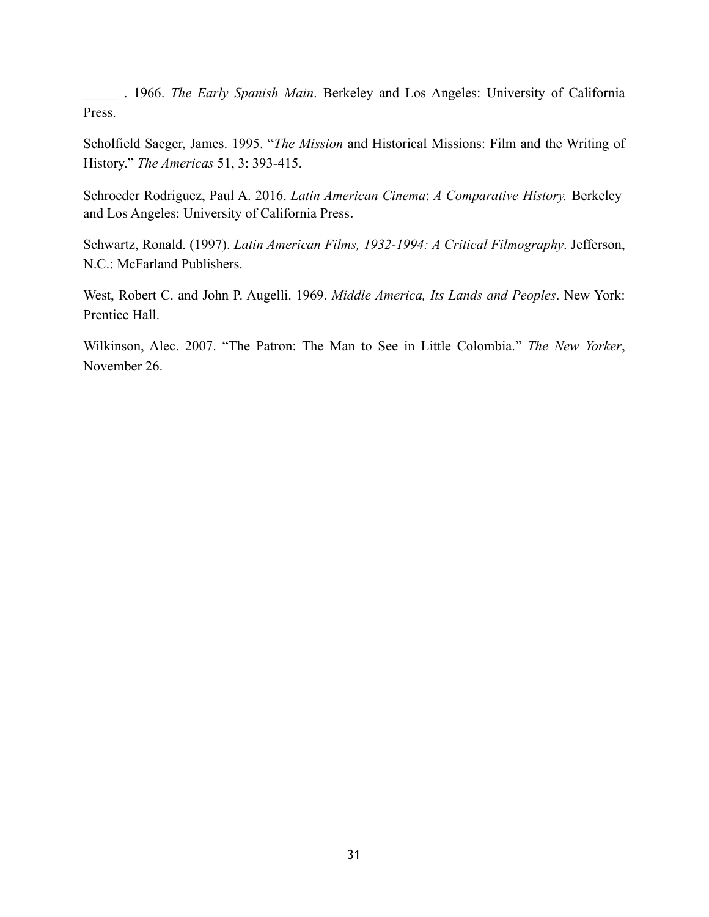_____ . 1966. *The Early Spanish Main*. Berkeley and Los Angeles: University of California Press.

Scholfield Saeger, James. 1995. "*The Mission* and Historical Missions: Film and the Writing of History." *The Americas* 51, 3: 393-415.

Schroeder Rodriguez, Paul A. 2016. *Latin American Cinema*: *A Comparative History.* Berkeley and Los Angeles: University of California Press.

Schwartz, Ronald. (1997). *Latin American Films, 1932-1994: A Critical Filmography*. Jefferson, N.C.: McFarland Publishers.

West, Robert C. and John P. Augelli. 1969. *Middle America, Its Lands and Peoples*. New York: Prentice Hall.

Wilkinson, Alec. 2007. "The Patron: The Man to See in Little Colombia." *The New Yorker*, November 26.